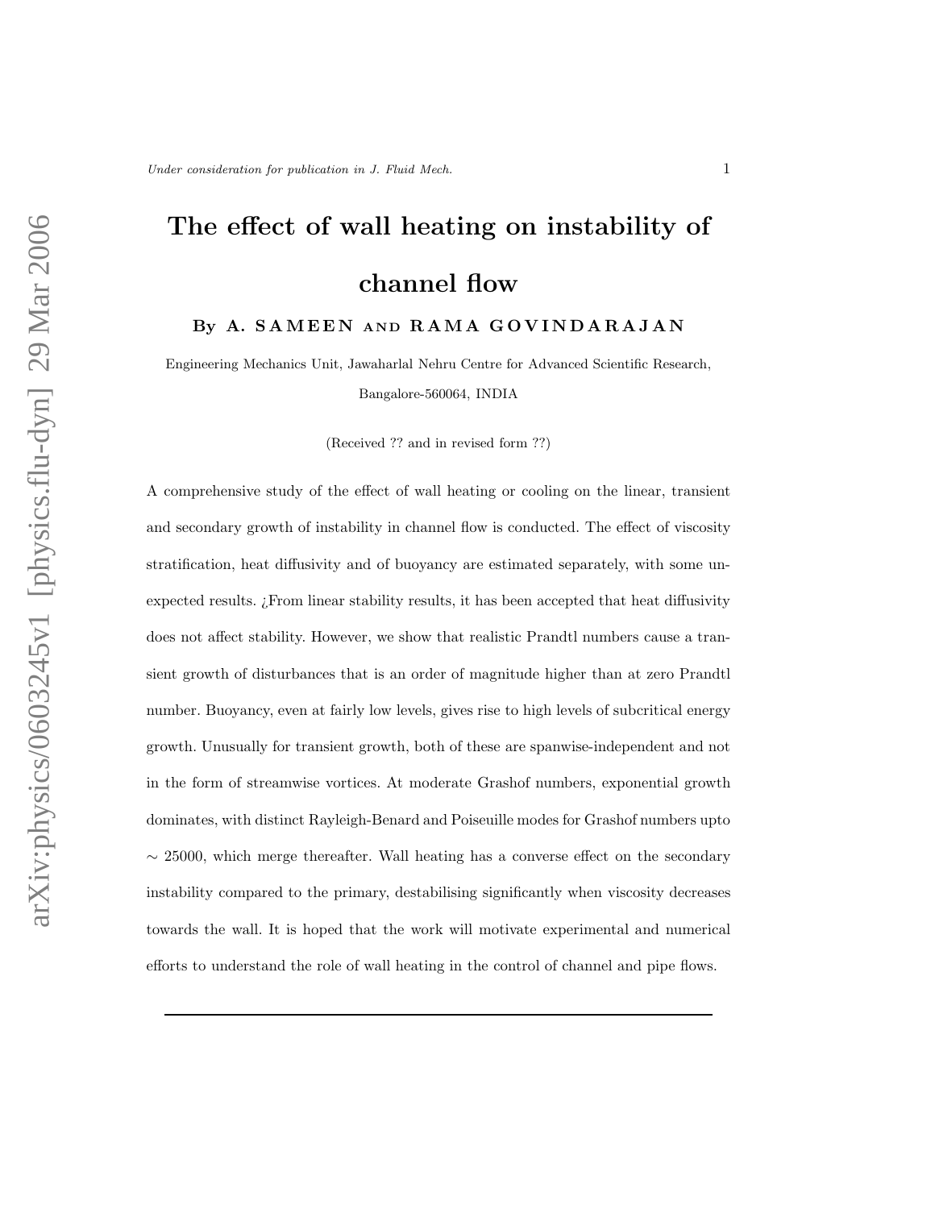# The effect of wall heating on instability of channel flow

By **A. SAMEEN** and **RAMA GOVINDARAJAN**

Engineering Mechanics Unit, Jawaharlal Nehru Centre for Advanced Scientific Research, Bangalore-560064, INDIA

(Received ?? and in revised form ??)

A comprehensive study of the effect of wall heating or cooling on the linear, transient and secondary growth of instability in channel flow is conducted. The effect of viscosity stratification, heat diffusivity and of buoyancy are estimated separately, with some unexpected results. ¿From linear stability results, it has been accepted that heat diffusivity does not affect stability. However, we show that realistic Prandtl numbers cause a transient growth of disturbances that is an order of magnitude higher than at zero Prandtl number. Buoyancy, even at fairly low levels, gives rise to high levels of subcritical energy growth. Unusually for transient growth, both of these are spanwise-independent and not in the form of streamwise vortices. At moderate Grashof numbers, exponential growth dominates, with distinct Rayleigh-Benard and Poiseuille modes for Grashof numbers upto $\sim 25000$, which merge thereafter. Wall heating has a converse effect on the secondary instability compared to the primary, destabilising significantly when viscosity decreases towards the wall. It is hoped that the work will motivate experimental and numerical efforts to understand the role of wall heating in the control of channel and pipe flows.

---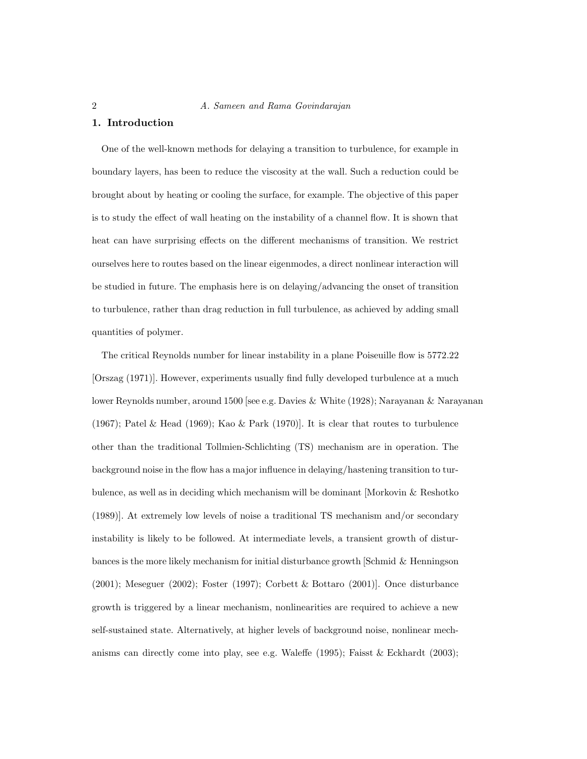## 1. Introduction

One of the well-known methods for delaying a transition to turbulence, for example in boundary layers, has been to reduce the viscosity at the wall. Such a reduction could be brought about by heating or cooling the surface, for example. The objective of this paper is to study the effect of wall heating on the instability of a channel flow. It is shown that heat can have surprising effects on the different mechanisms of transition. We restrict ourselves here to routes based on the linear eigenmodes, a direct nonlinear interaction will be studied in future. The emphasis here is on delaying/advancing the onset of transition to turbulence, rather than drag reduction in full turbulence, as achieved by adding small quantities of polymer.

The critical Reynolds number for linear instability in a plane Poiseuille flow is 5772.22 [Orszag (1971)]. However, experiments usually find fully developed turbulence at a much lower Reynolds number, around 1500 [see e.g. Davies & White (1928); Narayanan & Narayanan (1967); Patel & Head (1969); Kao & Park (1970)]. It is clear that routes to turbulence other than the traditional Tollmien-Schlichting (TS) mechanism are in operation. The background noise in the flow has a major influence in delaying/hastening transition to turbulence, as well as in deciding which mechanism will be dominant [Morkovin & Reshotko (1989)]. At extremely low levels of noise a traditional TS mechanism and/or secondary instability is likely to be followed. At intermediate levels, a transient growth of disturbances is the more likely mechanism for initial disturbance growth [Schmid & Henningson (2001); Meseguer (2002); Foster (1997); Corbett & Bottaro (2001)]. Once disturbance growth is triggered by a linear mechanism, nonlinearities are required to achieve a new self-sustained state. Alternatively, at higher levels of background noise, nonlinear mechanisms can directly come into play, see e.g. Waleffe (1995); Faisst & Eckhardt (2003);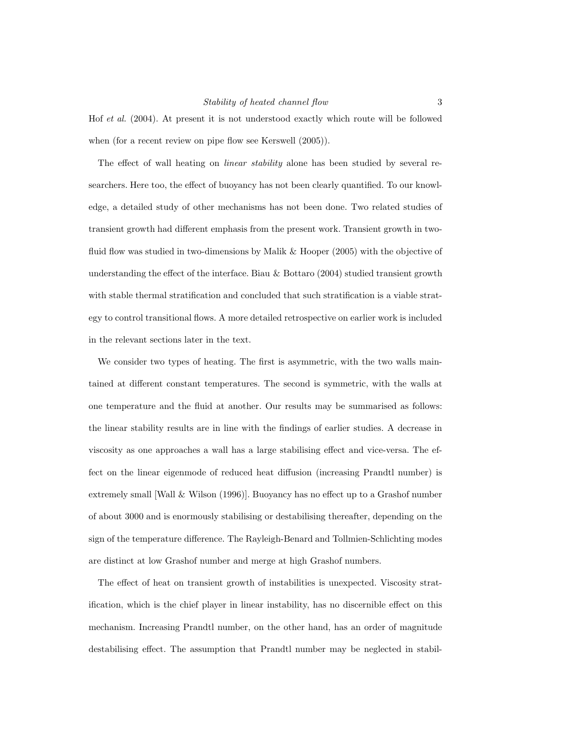Hof *et al.* (2004). At present it is not understood exactly which route will be followed when (for a recent review on pipe flow see Kerswell (2005)).

The effect of wall heating on *linear stability* alone has been studied by several researchers. Here too, the effect of buoyancy has not been clearly quantified. To our knowledge, a detailed study of other mechanisms has not been done. Two related studies of transient growth had different emphasis from the present work. Transient growth in two-fluid flow was studied in two-dimensions by Malik & Hooper (2005) with the objective of understanding the effect of the interface. Biau & Bottaro (2004) studied transient growth with stable thermal stratification and concluded that such stratification is a viable strategy to control transitional flows. A more detailed retrospective on earlier work is included in the relevant sections later in the text.

We consider two types of heating. The first is asymmetric, with the two walls maintained at different constant temperatures. The second is symmetric, with the walls at one temperature and the fluid at another. Our results may be summarised as follows: the linear stability results are in line with the findings of earlier studies. A decrease in viscosity as one approaches a wall has a large stabilising effect and vice-versa. The effect on the linear eigenmode of reduced heat diffusion (increasing Prandtl number) is extremely small [Wall & Wilson (1996)]. Buoyancy has no effect up to a Grashof number of about 3000 and is enormously stabilising or destabilising thereafter, depending on the sign of the temperature difference. The Rayleigh-Benard and Tollmien-Schlichting modes are distinct at low Grashof number and merge at high Grashof numbers.

The effect of heat on transient growth of instabilities is unexpected. Viscosity stratification, which is the chief player in linear instability, has no discernible effect on this mechanism. Increasing Prandtl number, on the other hand, has an order of magnitude destabilising effect. The assumption that Prandtl number may be neglected in stabil-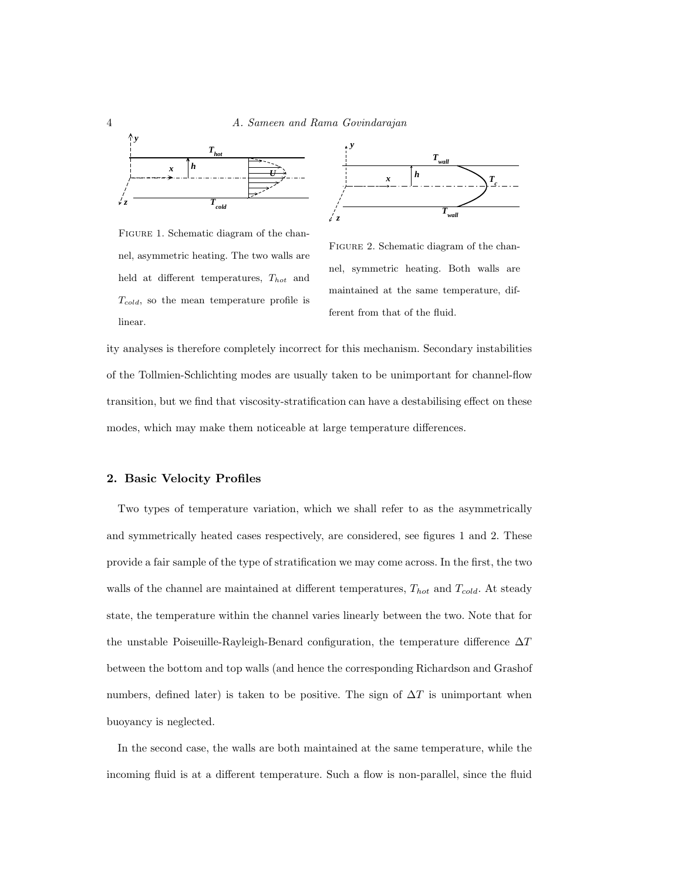FIGURE 1. Schematic diagram of the channel, asymmetric heating. The two walls are held at different temperatures, $T_{hot}$ and $T_{cold}$, so the mean temperature profile is linear.

FIGURE 2. Schematic diagram of the channel, symmetric heating. Both walls are maintained at the same temperature, different from that of the fluid.

ity analyses is therefore completely incorrect for this mechanism. Secondary instabilities of the Tollmien-Schlichting modes are usually taken to be unimportant for channel-flow transition, but we find that viscosity-stratification can have a destabilising effect on these modes, which may make them noticeable at large temperature differences.

## 2. Basic Velocity Profiles

Two types of temperature variation, which we shall refer to as the asymmetrically and symmetrically heated cases respectively, are considered, see figures 1 and 2. These provide a fair sample of the type of stratification we may come across. In the first, the two walls of the channel are maintained at different temperatures, $T_{hot}$ and $T_{cold}$. At steady state, the temperature within the channel varies linearly between the two. Note that for the unstable Poiseuille-Rayleigh-Benard configuration, the temperature difference $\Delta T$ between the bottom and top walls (and hence the corresponding Richardson and Grashof numbers, defined later) is taken to be positive. The sign of $\Delta T$ is unimportant when buoyancy is neglected.

In the second case, the walls are both maintained at the same temperature, while the incoming fluid is at a different temperature. Such a flow is non-parallel, since the fluid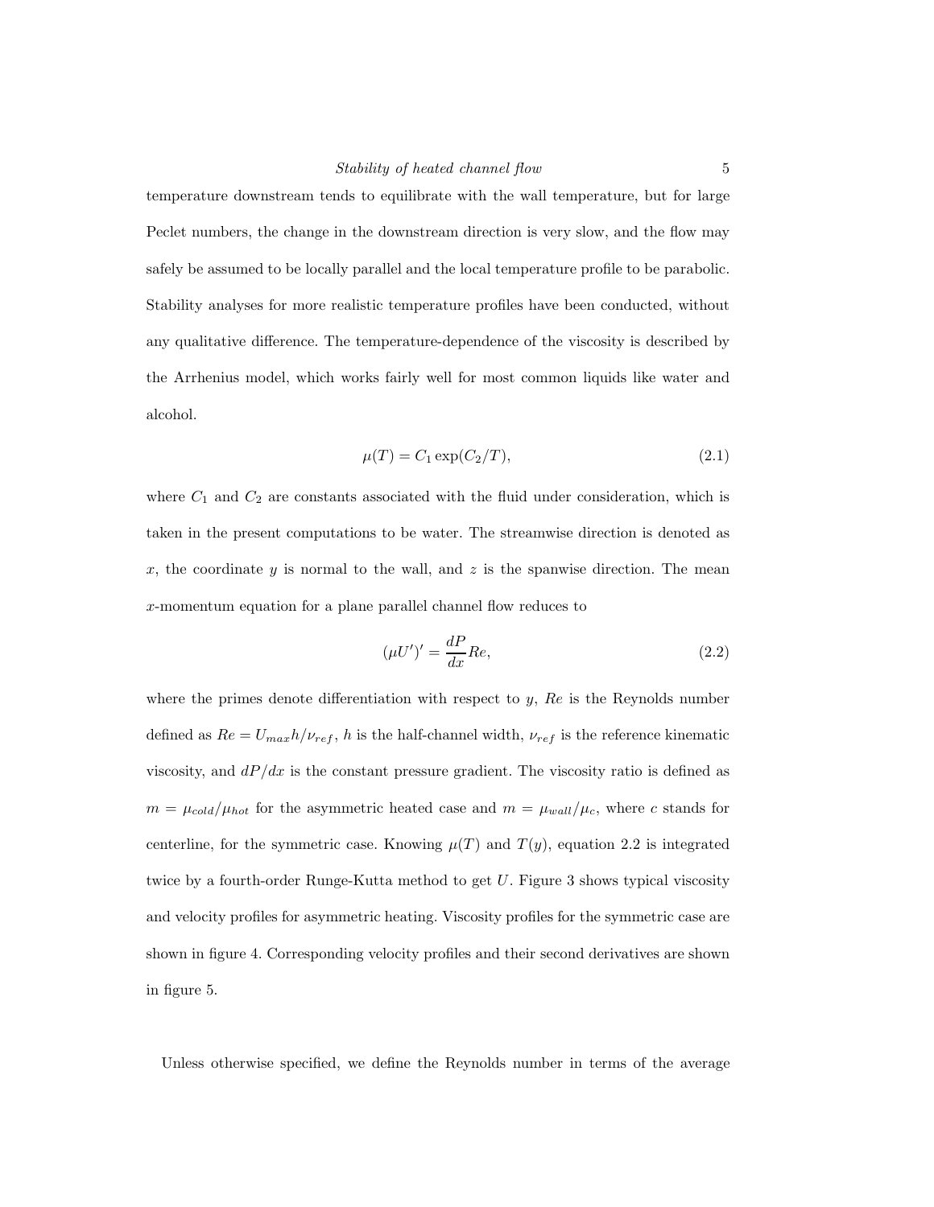temperature downstream tends to equilibrate with the wall temperature, but for large Peclet numbers, the change in the downstream direction is very slow, and the flow may safely be assumed to be locally parallel and the local temperature profile to be parabolic. Stability analyses for more realistic temperature profiles have been conducted, without any qualitative difference. The temperature-dependence of the viscosity is described by the Arrhenius model, which works fairly well for most common liquids like water and alcohol.

$$\mu(T) = C_1 \exp(C_2/T), \tag{2.1}$$

where $C_1$ and $C_2$ are constants associated with the fluid under consideration, which is taken in the present computations to be water. The streamwise direction is denoted as $x$, the coordinate $y$ is normal to the wall, and $z$ is the spanwise direction. The mean $x$-momentum equation for a plane parallel channel flow reduces to

$$(\mu U')' = \frac{dP}{dx} Re, \tag{2.2}$$

where the primes denote differentiation with respect to $y$, $Re$ is the Reynolds number defined as $Re = U_{max} h/\nu_{ref}$, $h$ is the half-channel width, $\nu_{ref}$ is the reference kinematic viscosity, and $dP/dx$ is the constant pressure gradient. The viscosity ratio is defined as $m = \mu_{cold}/\mu_{hot}$ for the asymmetric heated case and $m = \mu_{wall}/\mu_c$, where $c$ stands for centerline, for the symmetric case. Knowing $\mu(T)$ and $T(y)$, equation 2.2 is integrated twice by a fourth-order Runge-Kutta method to get $U$. Figure 3 shows typical viscosity and velocity profiles for asymmetric heating. Viscosity profiles for the symmetric case are shown in figure 4. Corresponding velocity profiles and their second derivatives are shown in figure 5.

Unless otherwise specified, we define the Reynolds number in terms of the average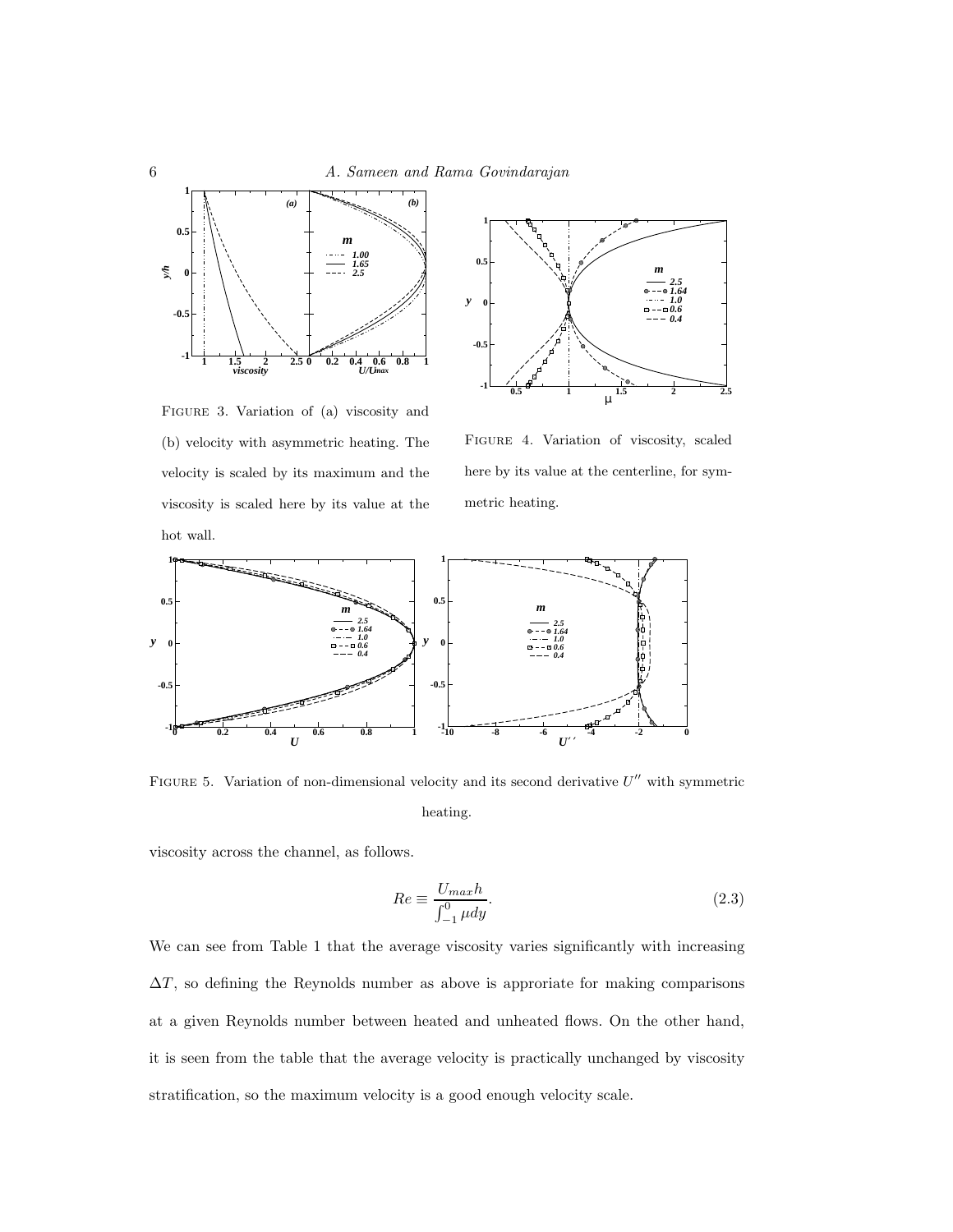(a)

(b)

y/h

viscosity

U/Umax

m

1.00
1.65
2.5

FIGURE 3. Variation of (a) viscosity and (b) velocity with asymmetric heating. The velocity is scaled by its maximum and the viscosity is scaled here by its value at the hot wall.

y

μ

m

2.5
1.64
1.0
0.6
0.4

FIGURE 4. Variation of viscosity, scaled here by its value at the centerline, for symmetric heating.

y

U

m

2.5
1.64
1.0
0.6
0.4

y

$U''$

m

2.5
1.64
1.0
0.6
0.4

FIGURE 5. Variation of non-dimensional velocity and its second derivative $U''$ with symmetric heating.

viscosity across the channel, as follows.

$$Re \equiv \frac{U_{max} h}{\int_{-1}^{0} \mu dy}. \tag{2.3}$$

We can see from Table 1 that the average viscosity varies significantly with increasing $\Delta T$, so defining the Reynolds number as above is approriate for making comparisons at a given Reynolds number between heated and unheated flows. On the other hand, it is seen from the table that the average velocity is practically unchanged by viscosity stratification, so the maximum velocity is a good enough velocity scale.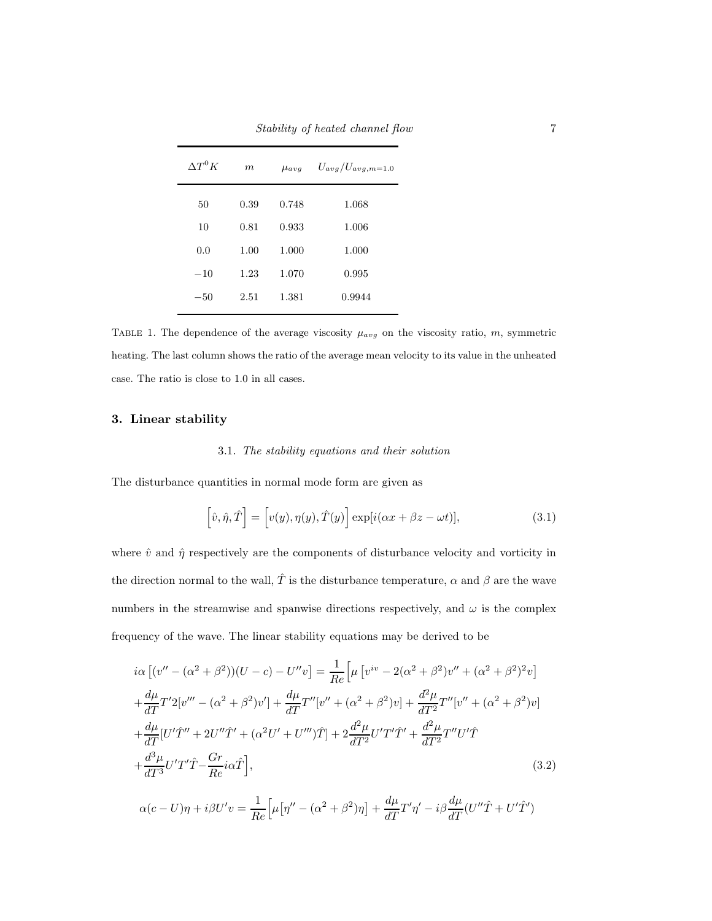| $\Delta T^0 K$ | $m$ | $\mu_{avg}$ | $U_{avg}/U_{avg,m=1.0}$ |
|---|---|---|---|
| 50 | 0.39 | 0.748 | 1.068 |
| 10 | 0.81 | 0.933 | 1.006 |
| 0.0 | 1.00 | 1.000 | 1.000 |
| $-10$ | 1.23 | 1.070 | 0.995 |
| $-50$ | 2.51 | 1.381 | 0.9944 |

TABLE 1. The dependence of the average viscosity $\mu_{avg}$ on the viscosity ratio, $m$, symmetric heating. The last column shows the ratio of the average mean velocity to its value in the unheated case. The ratio is close to 1.0 in all cases.

## 3. Linear stability

### 3.1. *The stability equations and their solution*

The disturbance quantities in normal mode form are given as

$$\left[\hat{v}, \hat{\eta}, \hat{T}\right] = \left[v(y), \eta(y), \hat{T}(y)\right] \exp[i(\alpha x + \beta z - \omega t)], \tag{3.1}$$

where $\hat{v}$ and $\hat{\eta}$ respectively are the components of disturbance velocity and vorticity in the direction normal to the wall, $\hat{T}$ is the disturbance temperature, $\alpha$ and $\beta$ are the wave numbers in the streamwise and spanwise directions respectively, and $\omega$ is the complex frequency of the wave. The linear stability equations may be derived to be

$$\begin{aligned}
&i\alpha\left[(v'' - (\alpha^2+\beta^2))(U-c) - U''v\right] = \frac{1}{Re}\Big[\mu\left[v^{iv} - 2(\alpha^2+\beta^2)v'' + (\alpha^2+\beta^2)^2 v\right] \\
&+\frac{d\mu}{dT}T'2[v''' - (\alpha^2+\beta^2)v'] + \frac{d\mu}{dT}T''[v'' + (\alpha^2+\beta^2)v] + \frac{d^2\mu}{dT^2}T''[v'' + (\alpha^2+\beta^2)v] \\
&+\frac{d\mu}{dT}[U'\hat{T}'' + 2U''\hat{T}' + (\alpha^2 U' + U''')\hat{T}] + 2\frac{d^2\mu}{dT^2}U'T'\hat{T}' + \frac{d^2\mu}{dT^2}T''U'\hat{T} \\
&+\frac{d^3\mu}{dT^3}U'T'\hat{T} - \frac{Gr}{Re}i\alpha\hat{T}\Big],
\end{aligned} \tag{3.2}$$

$$\alpha(c-U)\eta + i\beta U'v = \frac{1}{Re}\Big[\mu\big[\eta'' - (\alpha^2+\beta^2)\eta\big] + \frac{d\mu}{dT}T'\eta' - i\beta\frac{d\mu}{dT}(U''\hat{T} + U'\hat{T}')$$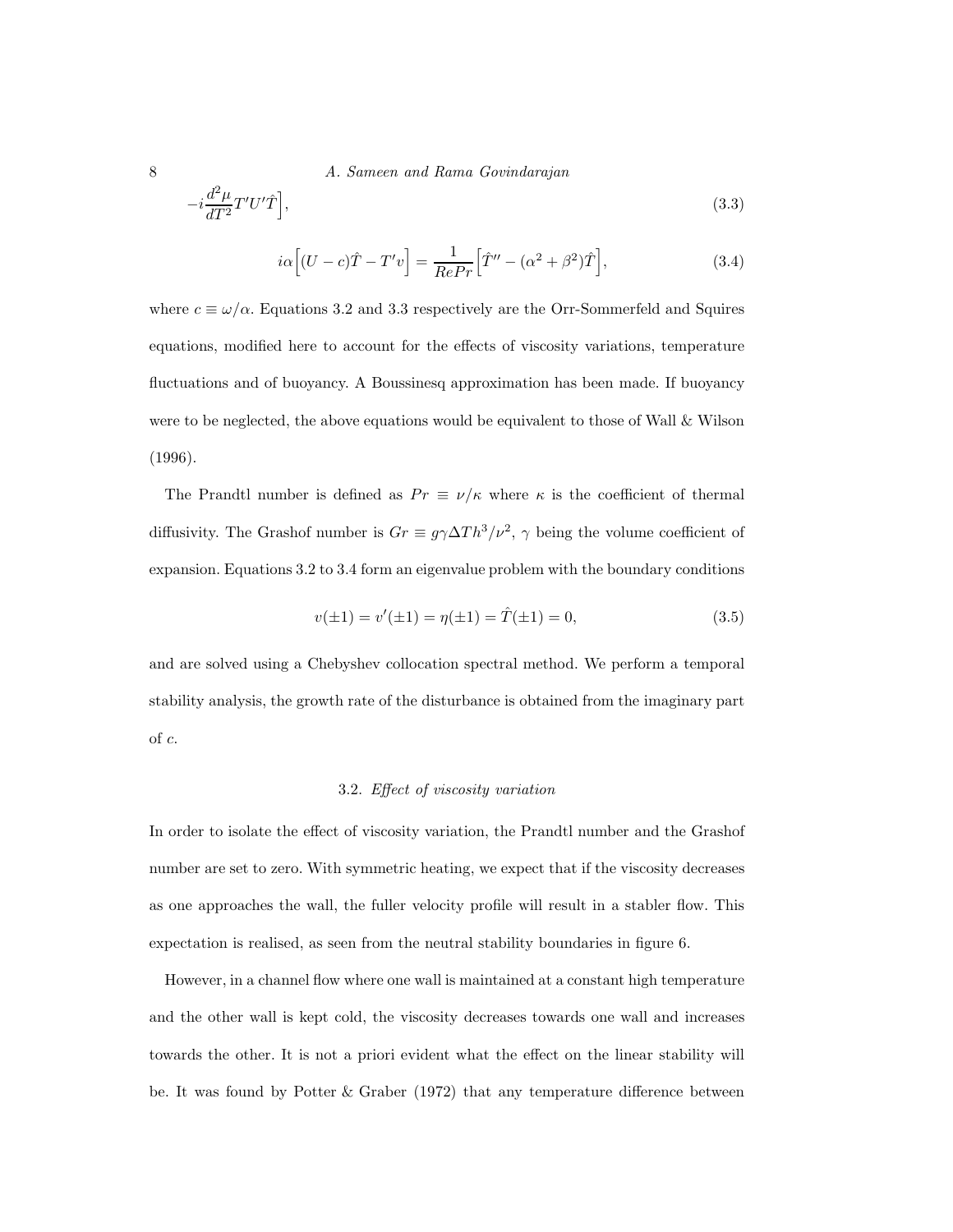$$-i\frac{d^2\mu}{dT^2}T'U'\hat{T}\Big], \tag{3.3}$$

$$i\alpha\Big[(U-c)\hat{T} - T'v\Big] = \frac{1}{RePr}\Big[\hat{T}'' - (\alpha^2+\beta^2)\hat{T}\Big], \tag{3.4}$$

where $c \equiv \omega/\alpha$. Equations 3.2 and 3.3 respectively are the Orr-Sommerfeld and Squires equations, modified here to account for the effects of viscosity variations, temperature fluctuations and of buoyancy. A Boussinesq approximation has been made. If buoyancy were to be neglected, the above equations would be equivalent to those of Wall & Wilson (1996).

The Prandtl number is defined as $Pr \equiv \nu/\kappa$ where $\kappa$ is the coefficient of thermal diffusivity. The Grashof number is $Gr \equiv g\gamma\Delta T h^3/\nu^2$, $\gamma$ being the volume coefficient of expansion. Equations 3.2 to 3.4 form an eigenvalue problem with the boundary conditions

$$v(\pm 1) = v'(\pm 1) = \eta(\pm 1) = \hat{T}(\pm 1) = 0, \tag{3.5}$$

and are solved using a Chebyshev collocation spectral method. We perform a temporal stability analysis, the growth rate of the disturbance is obtained from the imaginary part of $c$.

### 3.2. *Effect of viscosity variation*

In order to isolate the effect of viscosity variation, the Prandtl number and the Grashof number are set to zero. With symmetric heating, we expect that if the viscosity decreases as one approaches the wall, the fuller velocity profile will result in a stabler flow. This expectation is realised, as seen from the neutral stability boundaries in figure 6.

However, in a channel flow where one wall is maintained at a constant high temperature and the other wall is kept cold, the viscosity decreases towards one wall and increases towards the other. It is not a priori evident what the effect on the linear stability will be. It was found by Potter & Graber (1972) that any temperature difference between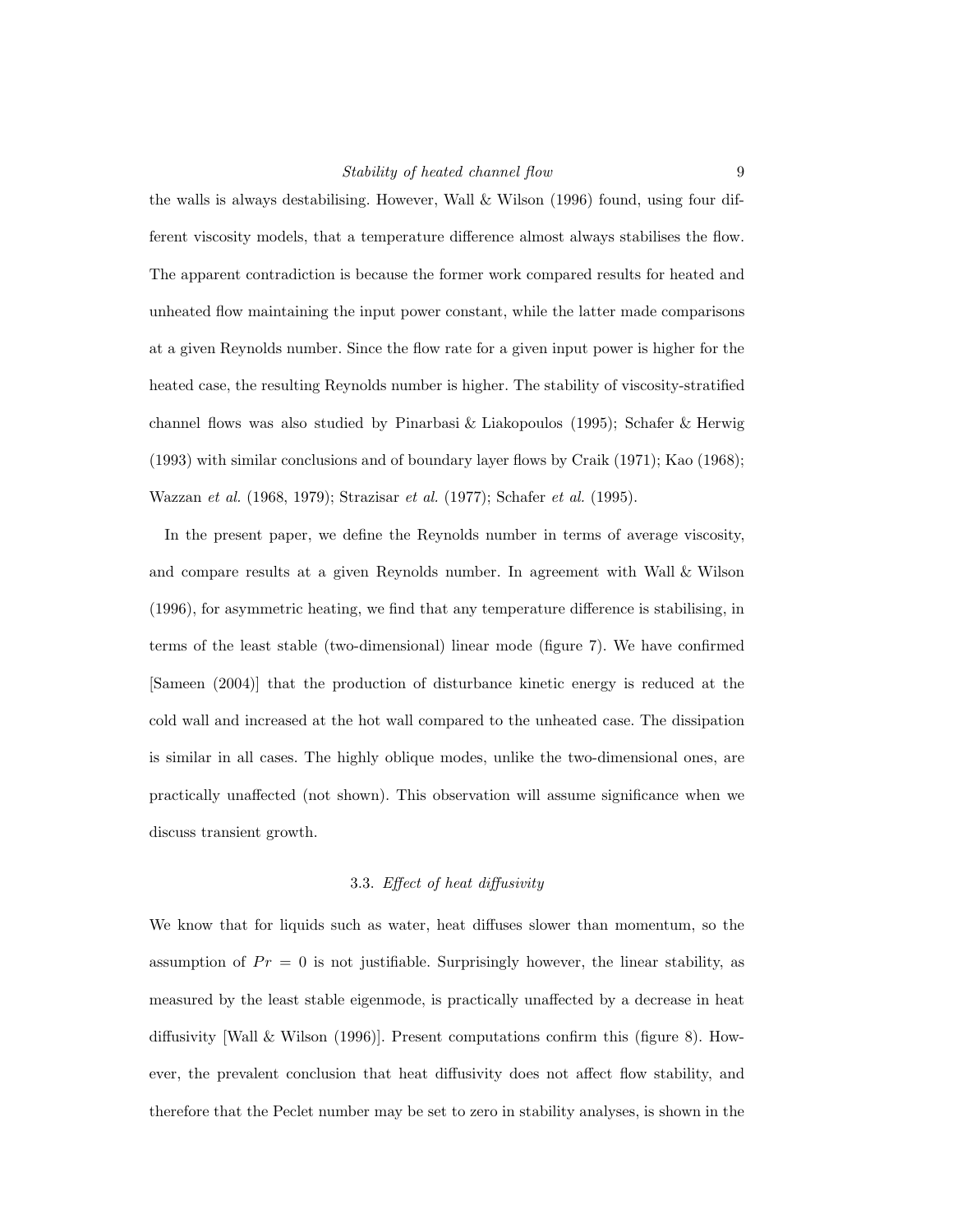the walls is always destabilising. However, Wall & Wilson (1996) found, using four different viscosity models, that a temperature difference almost always stabilises the flow. The apparent contradiction is because the former work compared results for heated and unheated flow maintaining the input power constant, while the latter made comparisons at a given Reynolds number. Since the flow rate for a given input power is higher for the heated case, the resulting Reynolds number is higher. The stability of viscosity-stratified channel flows was also studied by Pinarbasi & Liakopoulos (1995); Schafer & Herwig (1993) with similar conclusions and of boundary layer flows by Craik (1971); Kao (1968); Wazzan *et al.* (1968, 1979); Strazisar *et al.* (1977); Schafer *et al.* (1995).

In the present paper, we define the Reynolds number in terms of average viscosity, and compare results at a given Reynolds number. In agreement with Wall & Wilson (1996), for asymmetric heating, we find that any temperature difference is stabilising, in terms of the least stable (two-dimensional) linear mode (figure 7). We have confirmed [Sameen (2004)] that the production of disturbance kinetic energy is reduced at the cold wall and increased at the hot wall compared to the unheated case. The dissipation is similar in all cases. The highly oblique modes, unlike the two-dimensional ones, are practically unaffected (not shown). This observation will assume significance when we discuss transient growth.

### 3.3. *Effect of heat diffusivity*

We know that for liquids such as water, heat diffuses slower than momentum, so the assumption of $Pr = 0$ is not justifiable. Surprisingly however, the linear stability, as measured by the least stable eigenmode, is practically unaffected by a decrease in heat diffusivity [Wall & Wilson (1996)]. Present computations confirm this (figure 8). However, the prevalent conclusion that heat diffusivity does not affect flow stability, and therefore that the Peclet number may be set to zero in stability analyses, is shown in the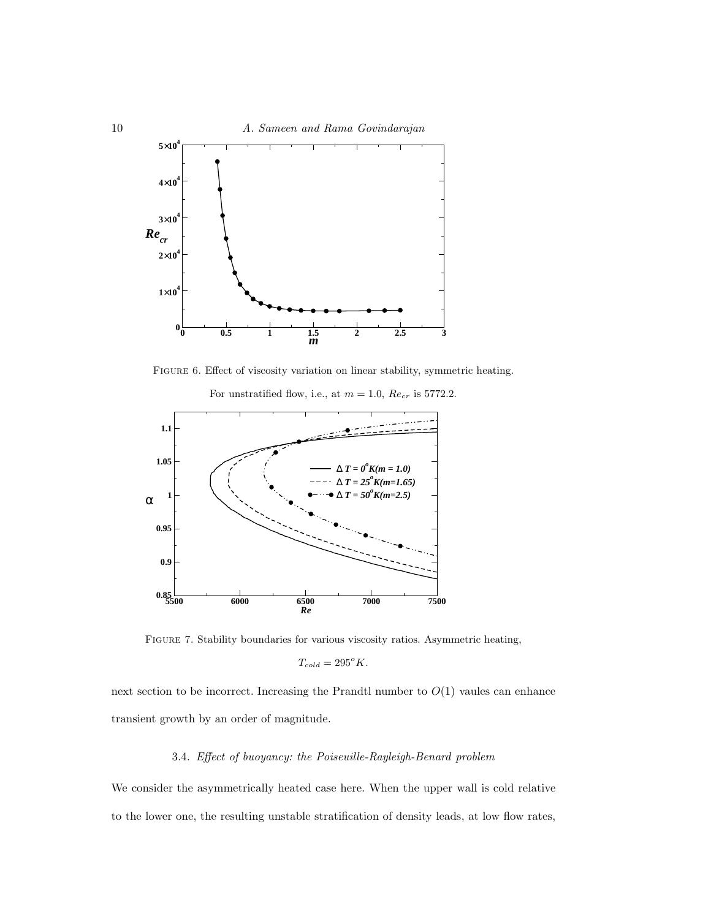5×10^4

4×10^4

3×10^4

$Re_{cr}$

2×10^4

1×10^4

0

0 0.5 1 1.5 2 2.5 3

$m$

FIGURE 6. Effect of viscosity variation on linear stability, symmetric heating.

For unstratified flow, i.e., at $m = 1.0$, $Re_{cr}$ is 5772.2.

1.1

1.05

$\alpha$ 1

0.95

0.9

0.85

5500 6000 6500 7000 7500

$Re$

$\Delta T = 0^o K(m = 1.0)$

$\Delta T = 25^o K(m=1.65)$

$\Delta T = 50^o K(m=2.5)$

FIGURE 7. Stability boundaries for various viscosity ratios. Asymmetric heating,

$T_{cold} = 295^o K$.

next section to be incorrect. Increasing the Prandtl number to $O(1)$ vaules can enhance transient growth by an order of magnitude.

### 3.4. *Effect of buoyancy: the Poiseuille-Rayleigh-Benard problem*

We consider the asymmetrically heated case here. When the upper wall is cold relative to the lower one, the resulting unstable stratification of density leads, at low flow rates,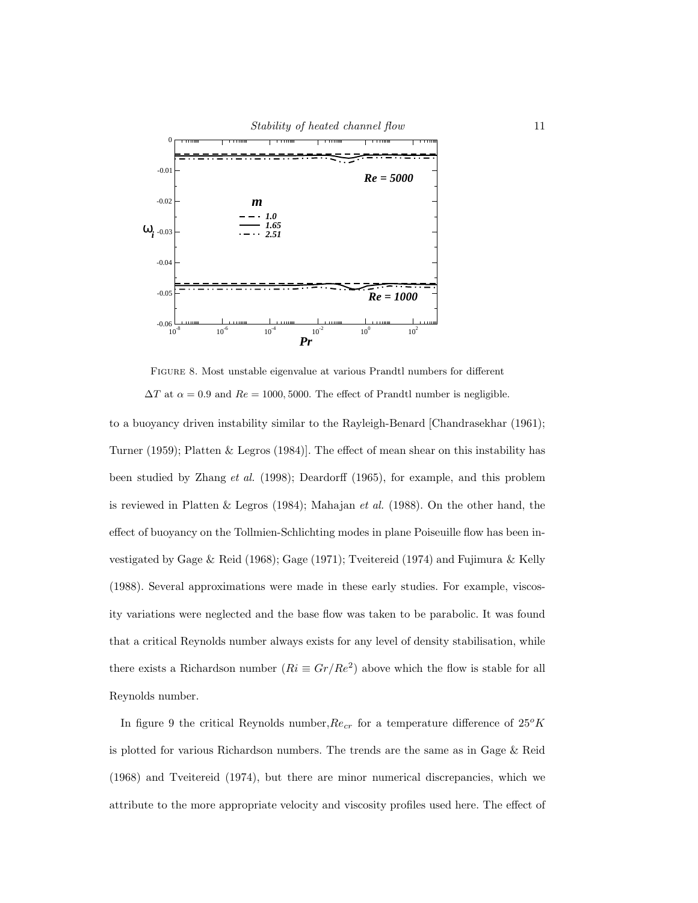0

-0.01

-0.02

-0.03

-0.04

-0.05

-0.06

$\omega_i$

$10^{-8}$ $10^{-6}$ $10^{-4}$ $10^{-2}$ $10^{0}$ $10^{2}$

*Pr*

***m***

1.0

1.65

2.51

***Re = 5000***

***Re = 1000***

FIGURE 8. Most unstable eigenvalue at various Prandtl numbers for different $\Delta T$ at $\alpha = 0.9$ and $Re = 1000, 5000$. The effect of Prandtl number is negligible.

to a buoyancy driven instability similar to the Rayleigh-Benard [Chandrasekhar (1961); Turner (1959); Platten & Legros (1984)]. The effect of mean shear on this instability has been studied by Zhang *et al.* (1998); Deardorff (1965), for example, and this problem is reviewed in Platten & Legros (1984); Mahajan *et al.* (1988). On the other hand, the effect of buoyancy on the Tollmien-Schlichting modes in plane Poiseuille flow has been investigated by Gage & Reid (1968); Gage (1971); Tveitereid (1974) and Fujimura & Kelly (1988). Several approximations were made in these early studies. For example, viscosity variations were neglected and the base flow was taken to be parabolic. It was found that a critical Reynolds number always exists for any level of density stabilisation, while there exists a Richardson number ($Ri \equiv Gr/Re^2$) above which the flow is stable for all Reynolds number.

In figure 9 the critical Reynolds number, $Re_{cr}$ for a temperature difference of $25^oK$ is plotted for various Richardson numbers. The trends are the same as in Gage & Reid (1968) and Tveitereid (1974), but there are minor numerical discrepancies, which we attribute to the more appropriate velocity and viscosity profiles used here. The effect of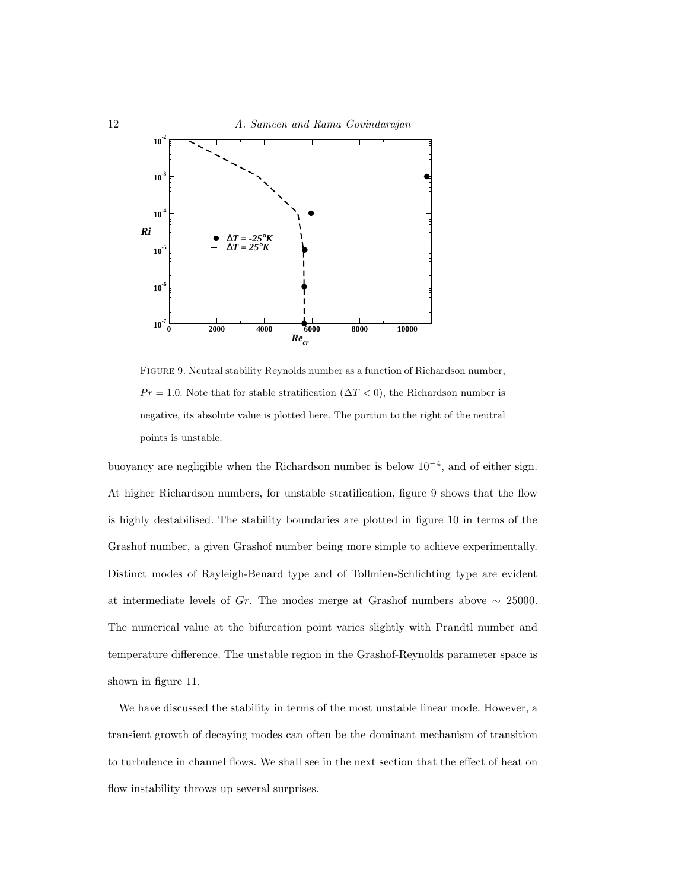$10^{-2}$
$10^{-3}$
$10^{-4}$
$Ri$
$10^{-5}$
$10^{-6}$
$10^{-7}$
0
2000
4000
6000
8000
10000
$Re_{cr}$
● $\Delta T$ = -25°K
– – $\Delta T$ = 25°K

FIGURE 9. Neutral stability Reynolds number as a function of Richardson number, $Pr = 1.0$. Note that for stable stratification ($\Delta T < 0$), the Richardson number is negative, its absolute value is plotted here. The portion to the right of the neutral points is unstable.

buoyancy are negligible when the Richardson number is below $10^{-4}$, and of either sign. At higher Richardson numbers, for unstable stratification, figure 9 shows that the flow is highly destabilised. The stability boundaries are plotted in figure 10 in terms of the Grashof number, a given Grashof number being more simple to achieve experimentally. Distinct modes of Rayleigh-Benard type and of Tollmien-Schlichting type are evident at intermediate levels of $Gr$. The modes merge at Grashof numbers above $\sim$ 25000. The numerical value at the bifurcation point varies slightly with Prandtl number and temperature difference. The unstable region in the Grashof-Reynolds parameter space is shown in figure 11.

We have discussed the stability in terms of the most unstable linear mode. However, a transient growth of decaying modes can often be the dominant mechanism of transition to turbulence in channel flows. We shall see in the next section that the effect of heat on flow instability throws up several surprises.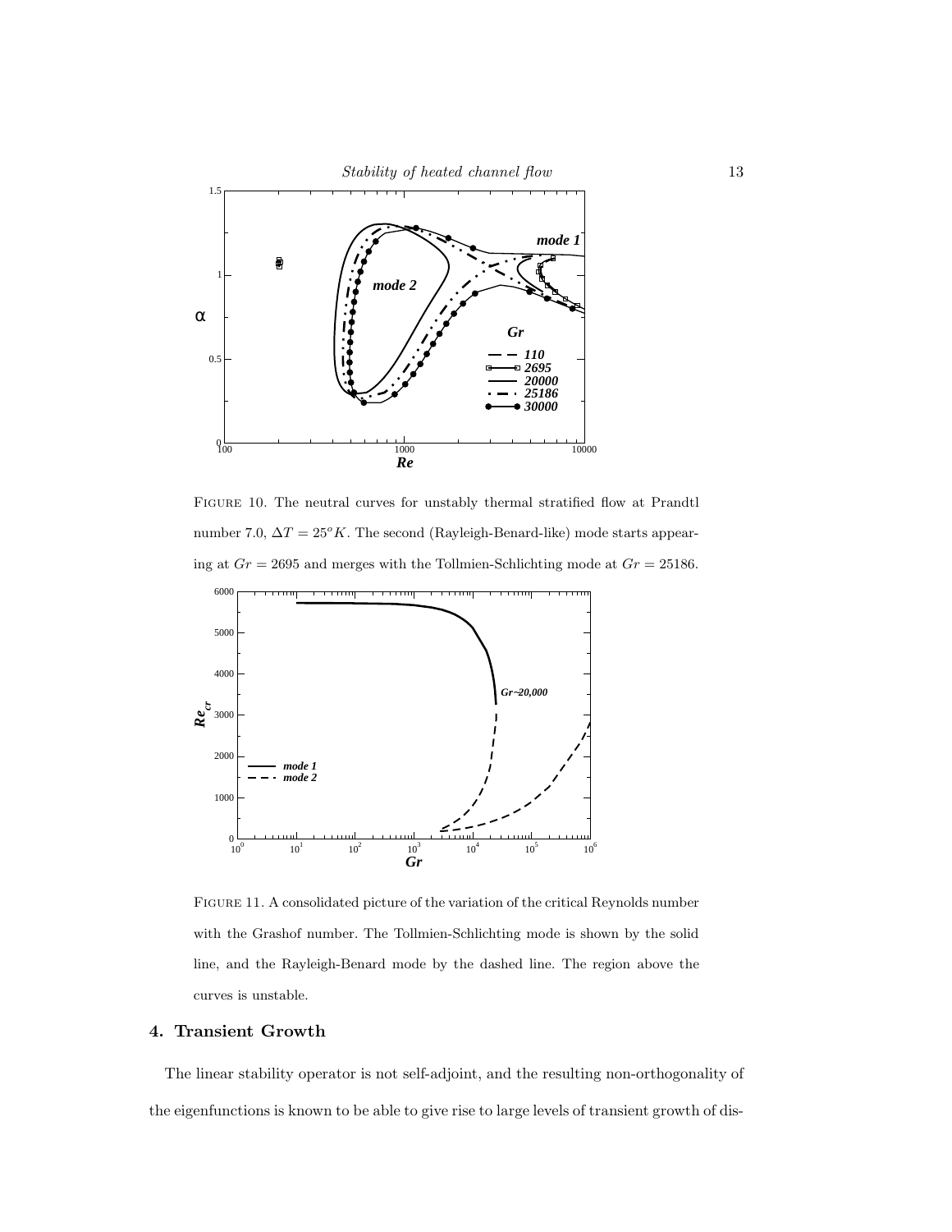1.5

1

α

0.5

0

100

1000

10000

*Re*

mode 1

mode 2

*Gr*

110

2695

20000

25186

30000

Figure 10. The neutral curves for unstably thermal stratified flow at Prandtl number 7.0, $\Delta T = 25^o K$. The second (Rayleigh-Benard-like) mode starts appearing at $Gr = 2695$ and merges with the Tollmien-Schlichting mode at $Gr = 25186$.

6000

5000

4000

3000

2000

1000

0

$Re_{cr}$

$10^0$ $10^1$ $10^2$ $10^3$ $10^4$ $10^5$ $10^6$

*Gr*

*Gr~20,000*

mode 1

mode 2

Figure 11. A consolidated picture of the variation of the critical Reynolds number with the Grashof number. The Tollmien-Schlichting mode is shown by the solid line, and the Rayleigh-Benard mode by the dashed line. The region above the curves is unstable.

## 4. Transient Growth

The linear stability operator is not self-adjoint, and the resulting non-orthogonality of the eigenfunctions is known to be able to give rise to large levels of transient growth of dis-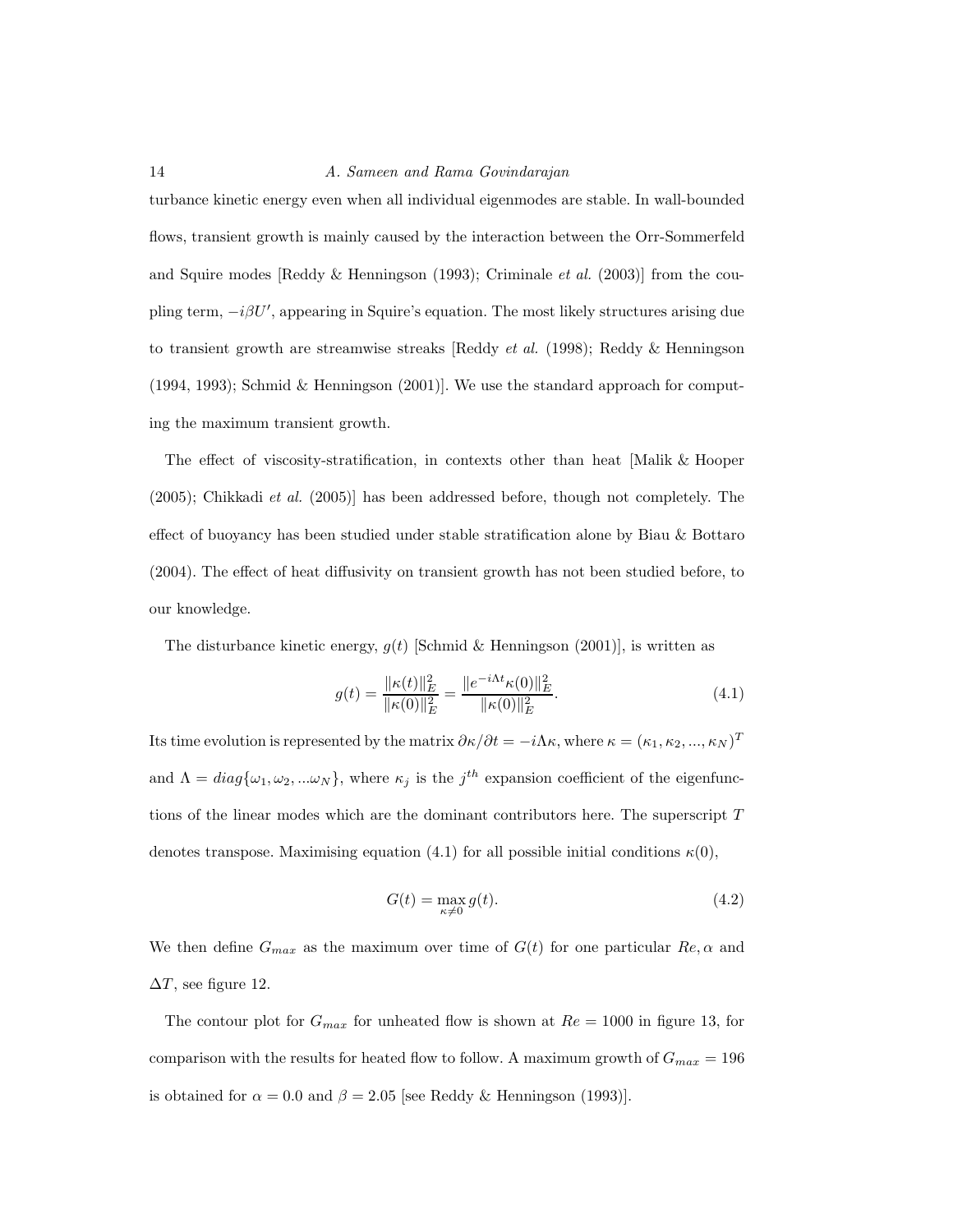turbance kinetic energy even when all individual eigenmodes are stable. In wall-bounded flows, transient growth is mainly caused by the interaction between the Orr-Sommerfeld and Squire modes [Reddy & Henningson (1993); Criminale *et al.* (2003)] from the coupling term, $-i\beta U'$, appearing in Squire's equation. The most likely structures arising due to transient growth are streamwise streaks [Reddy *et al.* (1998); Reddy & Henningson (1994, 1993); Schmid & Henningson (2001)]. We use the standard approach for computing the maximum transient growth.

The effect of viscosity-stratification, in contexts other than heat [Malik & Hooper (2005); Chikkadi *et al.* (2005)] has been addressed before, though not completely. The effect of buoyancy has been studied under stable stratification alone by Biau & Bottaro (2004). The effect of heat diffusivity on transient growth has not been studied before, to our knowledge.

The disturbance kinetic energy, $g(t)$ [Schmid & Henningson (2001)], is written as

$$g(t) = \frac{\|\kappa(t)\|_E^2}{\|\kappa(0)\|_E^2} = \frac{\|e^{-i\Lambda t}\kappa(0)\|_E^2}{\|\kappa(0)\|_E^2}. \tag{4.1}$$

Its time evolution is represented by the matrix $\partial\kappa/\partial t = -i\Lambda\kappa$, where $\kappa = (\kappa_1, \kappa_2, ..., \kappa_N)^T$ and $\Lambda = diag\{\omega_1, \omega_2, ...\omega_N\}$, where $\kappa_j$ is the $j^{th}$ expansion coefficient of the eigenfunctions of the linear modes which are the dominant contributors here. The superscript $T$ denotes transpose. Maximising equation (4.1) for all possible initial conditions $\kappa(0)$,

$$G(t) = \max_{\kappa \neq 0} g(t). \tag{4.2}$$

We then define $G_{max}$ as the maximum over time of $G(t)$ for one particular $Re, \alpha$ and $\Delta T$, see figure 12.

The contour plot for $G_{max}$ for unheated flow is shown at $Re = 1000$ in figure 13, for comparison with the results for heated flow to follow. A maximum growth of $G_{max} = 196$ is obtained for $\alpha = 0.0$ and $\beta = 2.05$ [see Reddy & Henningson (1993)].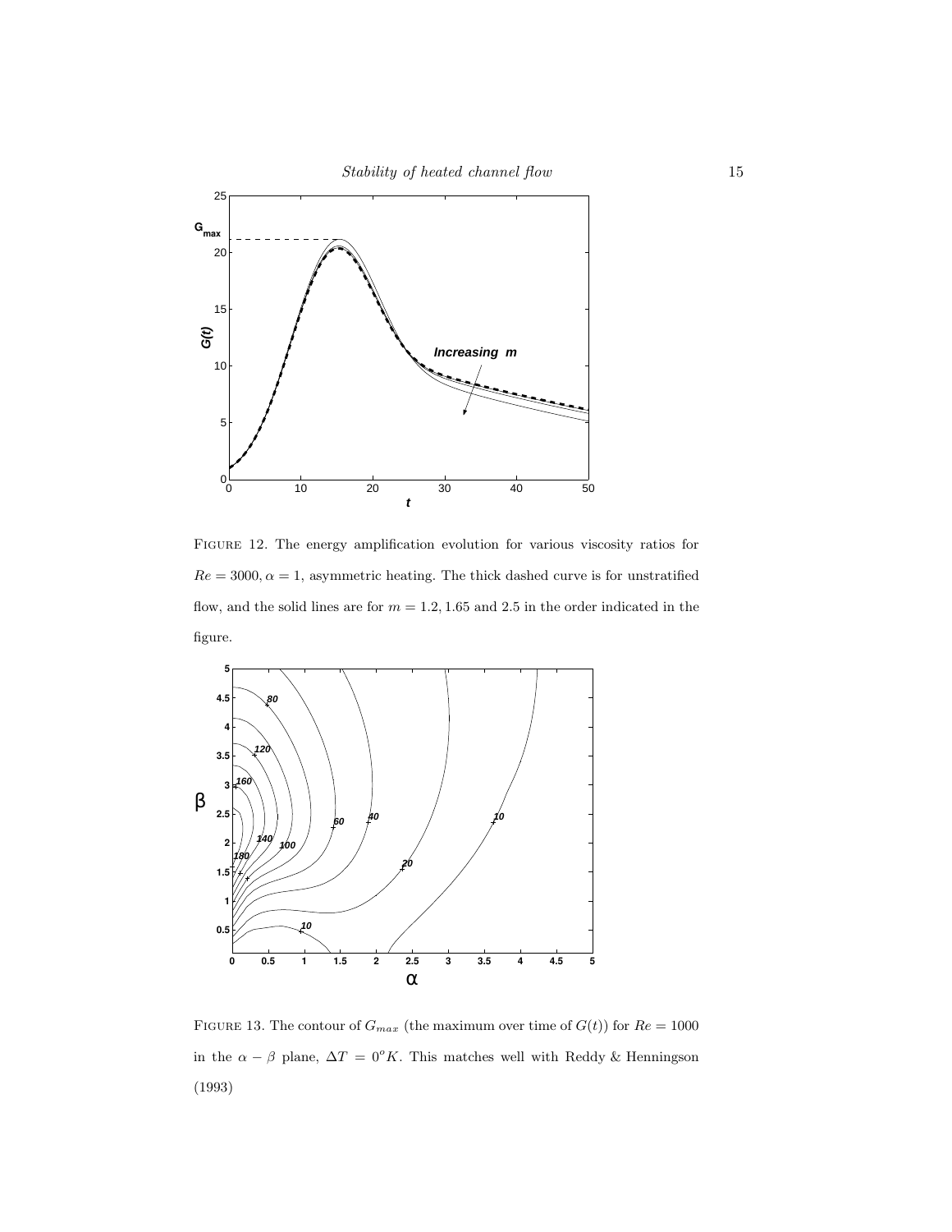G_max

G(t)

t

Increasing m

FIGURE 12. The energy amplification evolution for various viscosity ratios for $Re = 3000, \alpha = 1$, asymmetric heating. The thick dashed curve is for unstratified flow, and the solid lines are for $m = 1.2, 1.65$ and $2.5$ in the order indicated in the figure.

β

α

80 120 160 140 100 180 60 40 20 10 10

FIGURE 13. The contour of $G_{max}$ (the maximum over time of $G(t)$) for $Re = 1000$ in the $\alpha - \beta$ plane, $\Delta T = 0^o K$. This matches well with Reddy & Henningson (1993)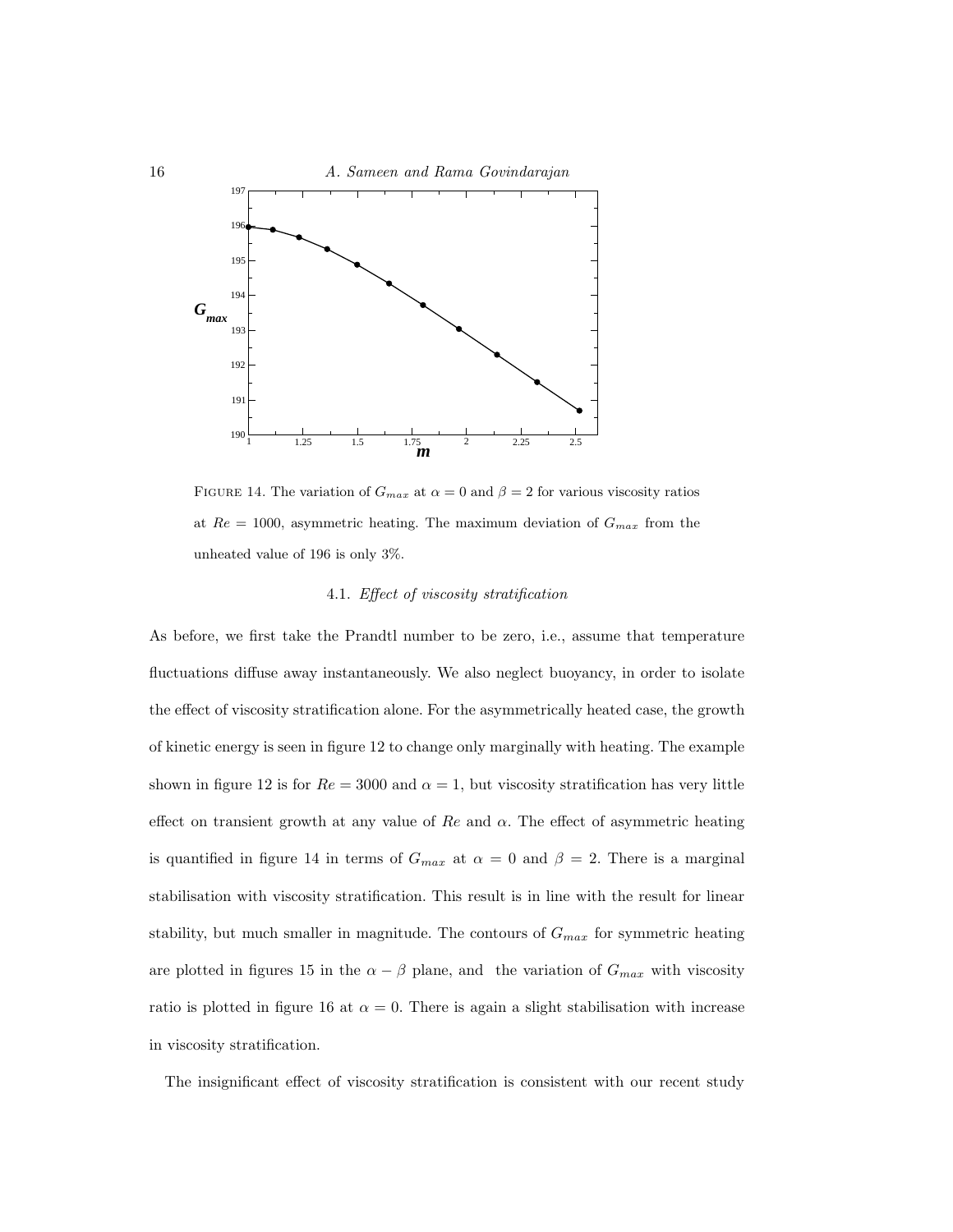197
196
195
194
193
192
191
190
$G_{max}$
1
1.25
1.5
1.75
2
2.25
2.5
$m$

FIGURE 14. The variation of $G_{max}$ at $\alpha = 0$ and $\beta = 2$ for various viscosity ratios at $Re = 1000$, asymmetric heating. The maximum deviation of $G_{max}$ from the unheated value of 196 is only 3%.

### 4.1. *Effect of viscosity stratification*

As before, we first take the Prandtl number to be zero, i.e., assume that temperature fluctuations diffuse away instantaneously. We also neglect buoyancy, in order to isolate the effect of viscosity stratification alone. For the asymmetrically heated case, the growth of kinetic energy is seen in figure 12 to change only marginally with heating. The example shown in figure 12 is for $Re = 3000$ and $\alpha = 1$, but viscosity stratification has very little effect on transient growth at any value of $Re$ and $\alpha$. The effect of asymmetric heating is quantified in figure 14 in terms of $G_{max}$ at $\alpha = 0$ and $\beta = 2$. There is a marginal stabilisation with viscosity stratification. This result is in line with the result for linear stability, but much smaller in magnitude. The contours of $G_{max}$ for symmetric heating are plotted in figures 15 in the $\alpha - \beta$ plane, and the variation of $G_{max}$ with viscosity ratio is plotted in figure 16 at $\alpha = 0$. There is again a slight stabilisation with increase in viscosity stratification.

The insignificant effect of viscosity stratification is consistent with our recent study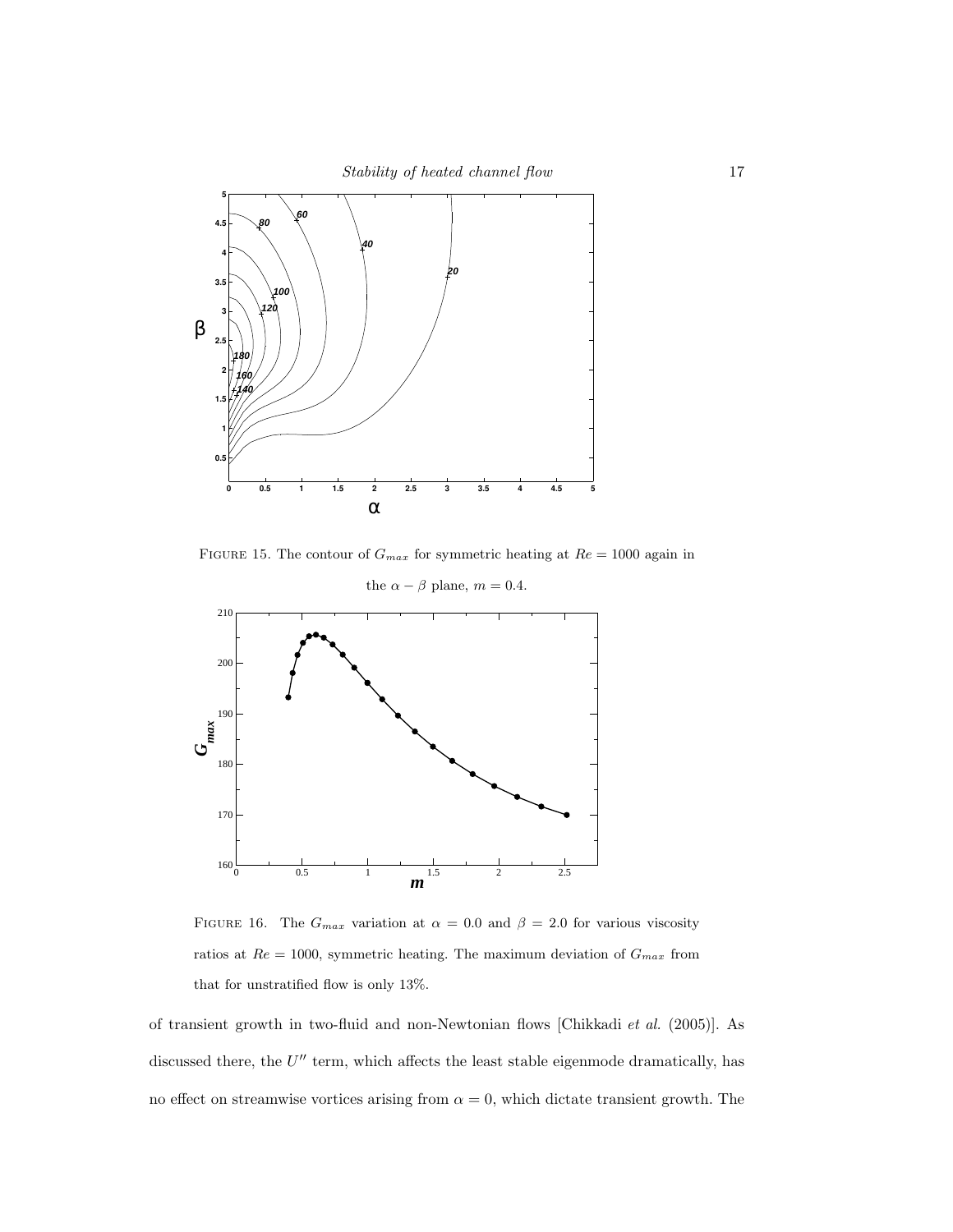β

α

5
4.5
4
3.5
3
2.5
2
1.5
1
0.5

0 0.5 1 1.5 2 2.5 3 3.5 4 4.5 5

80 60 40 20 100 120 180 160 140

FIGURE 15. The contour of $G_{max}$ for symmetric heating at $Re = 1000$ again in the $\alpha - \beta$ plane, $m = 0.4$.

$G_{max}$

$m$

210
200
190
180
170
160

0 0.5 1 1.5 2 2.5

FIGURE 16. The $G_{max}$ variation at $\alpha = 0.0$ and $\beta = 2.0$ for various viscosity ratios at $Re = 1000$, symmetric heating. The maximum deviation of $G_{max}$ from that for unstratified flow is only 13%.

of transient growth in two-fluid and non-Newtonian flows [Chikkadi *et al.* (2005)]. As discussed there, the $U''$ term, which affects the least stable eigenmode dramatically, has no effect on streamwise vortices arising from $\alpha = 0$, which dictate transient growth. The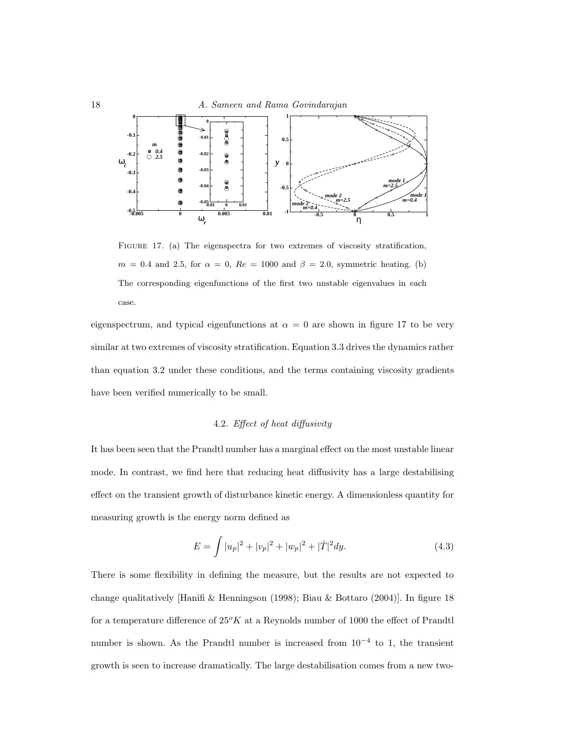0
-0.1
-0.2
-0.3
-0.4
-0.5
-0.005
0
0.005
0.01
$\omega_i$
$\omega_r$
m
0.4
2.5
0
-0.01
-0.02
-0.03
-0.04
-0.05
-0.01
0
0.01
1
0.5
0
-0.5
-1
-0.5
0
0.5
1
y
η
mode 1
m=2.5
mode 1
m=0.4
mode 2
m=2.5
mode 2
m=0.4

FIGURE 17. (a) The eigenspectra for two extremes of viscosity stratification, $m = 0.4$ and 2.5, for $\alpha = 0$, $Re = 1000$ and $\beta = 2.0$, symmetric heating. (b) The corresponding eigenfunctions of the first two unstable eigenvalues in each case.

eigenspectrum, and typical eigenfunctions at $\alpha = 0$ are shown in figure 17 to be very similar at two extremes of viscosity stratification. Equation 3.3 drives the dynamics rather than equation 3.2 under these conditions, and the terms containing viscosity gradients have been verified numerically to be small.

### 4.2. *Effect of heat diffusivity*

It has been seen that the Prandtl number has a marginal effect on the most unstable linear mode. In contrast, we find here that reducing heat diffusivity has a large destabilising effect on the transient growth of disturbance kinetic energy. A dimensionless quantity for measuring growth is the energy norm defined as

$$E = \int |u_p|^2 + |v_p|^2 + |w_p|^2 + |\hat{T}|^2 dy. \tag{4.3}$$

There is some flexibility in defining the measure, but the results are not expected to change qualitatively [Hanifi & Henningson (1998); Biau & Bottaro (2004)]. In figure 18 for a temperature difference of $25^oK$ at a Reynolds number of 1000 the effect of Prandtl number is shown. As the Prandtl number is increased from $10^{-4}$ to 1, the transient growth is seen to increase dramatically. The large destabilisation comes from a new two-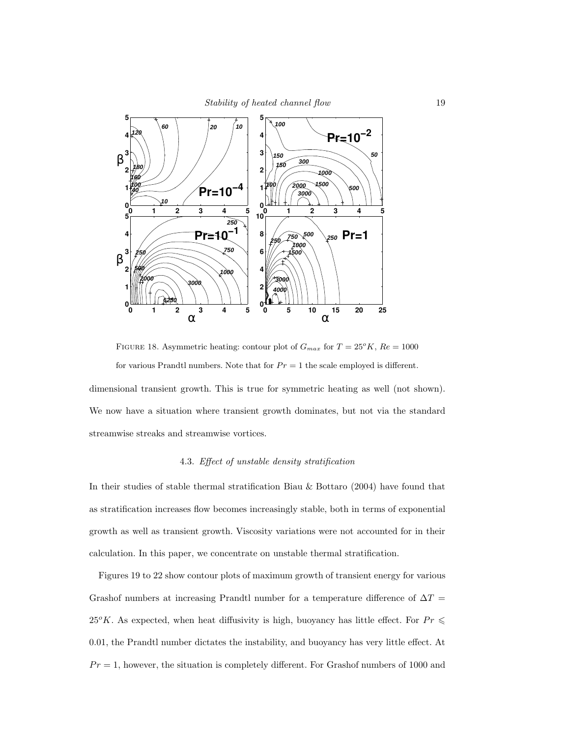5
4
3
2
1
0
β
0 1 2 3 4 5
60
20
10
120
180
160
100
40
10
Pr=10$^{-4}$

5
4
3
2
1
0
0 1 2 3 4 5
100
Pr=10$^{-2}$
150
150
300
50
1000
100
2000
1500
500
3000

5
4
3
2
1
0
β
0 1 2 3 4 5
α
250
Pr=10$^{-1}$
750
250
500
2000
1000
3000
6250

10
8
6
4
2
0
0 5 10 15 20 25
α
750
500
250
Pr=1
250
1000
1500
3000
4000

FIGURE 18. Asymmetric heating: contour plot of $G_{max}$ for $T = 25^oK$, $Re = 1000$ for various Prandtl numbers. Note that for $Pr = 1$ the scale employed is different.

dimensional transient growth. This is true for symmetric heating as well (not shown). We now have a situation where transient growth dominates, but not via the standard streamwise streaks and streamwise vortices.

### 4.3. *Effect of unstable density stratification*

In their studies of stable thermal stratification Biau & Bottaro (2004) have found that as stratification increases flow becomes increasingly stable, both in terms of exponential growth as well as transient growth. Viscosity variations were not accounted for in their calculation. In this paper, we concentrate on unstable thermal stratification.

Figures 19 to 22 show contour plots of maximum growth of transient energy for various Grashof numbers at increasing Prandtl number for a temperature difference of $\Delta T = 25^oK$. As expected, when heat diffusivity is high, buoyancy has little effect. For $Pr \leqslant 0.01$, the Prandtl number dictates the instability, and buoyancy has very little effect. At $Pr = 1$, however, the situation is completely different. For Grashof numbers of 1000 and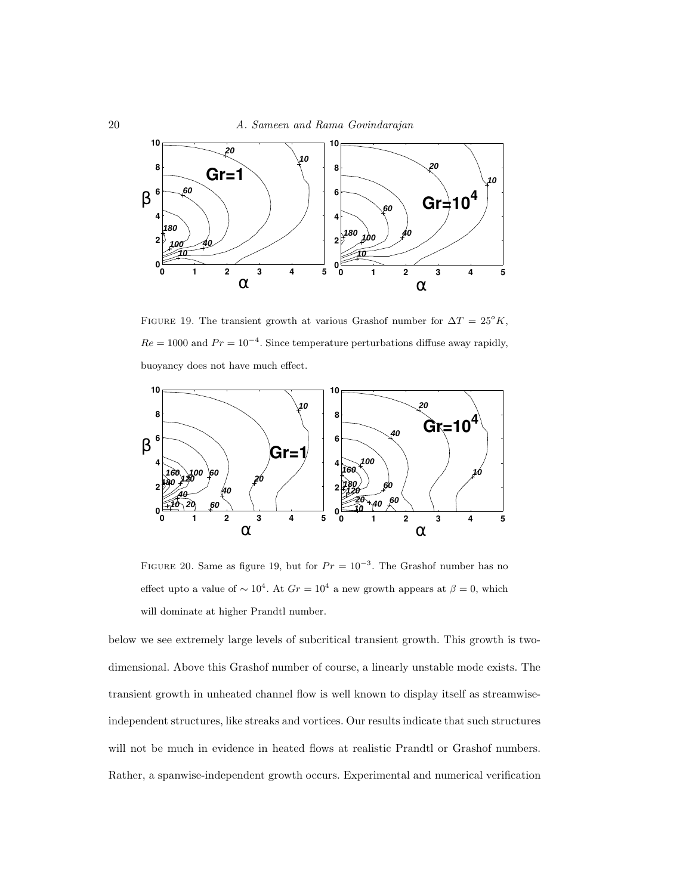10
20
10
Gr=1
60
180
100
40
10
β
α
0 1 2 3 4 5

10
20
10
60
Gr=10^4
180
100
40
10
α
0 1 2 3 4 5

FIGURE 19. The transient growth at various Grashof number for $\Delta T = 25^o K$, $Re = 1000$ and $Pr = 10^{-4}$. Since temperature perturbations diffuse away rapidly, buoyancy does not have much effect.

10
10
Gr=1
160
100
60
180
120
20
40
40
10
20
60
β
α
0 1 2 3 4 5

10
20
Gr=10^4
40
100
160
10
180
60
120
20
40
60
10
α
0 1 2 3 4 5

FIGURE 20. Same as figure 19, but for $Pr = 10^{-3}$. The Grashof number has no effect upto a value of $\sim 10^4$. At $Gr = 10^4$ a new growth appears at $\beta = 0$, which will dominate at higher Prandtl number.

below we see extremely large levels of subcritical transient growth. This growth is two-dimensional. Above this Grashof number of course, a linearly unstable mode exists. The transient growth in unheated channel flow is well known to display itself as streamwise-independent structures, like streaks and vortices. Our results indicate that such structures will not be much in evidence in heated flows at realistic Prandtl or Grashof numbers. Rather, a spanwise-independent growth occurs. Experimental and numerical verification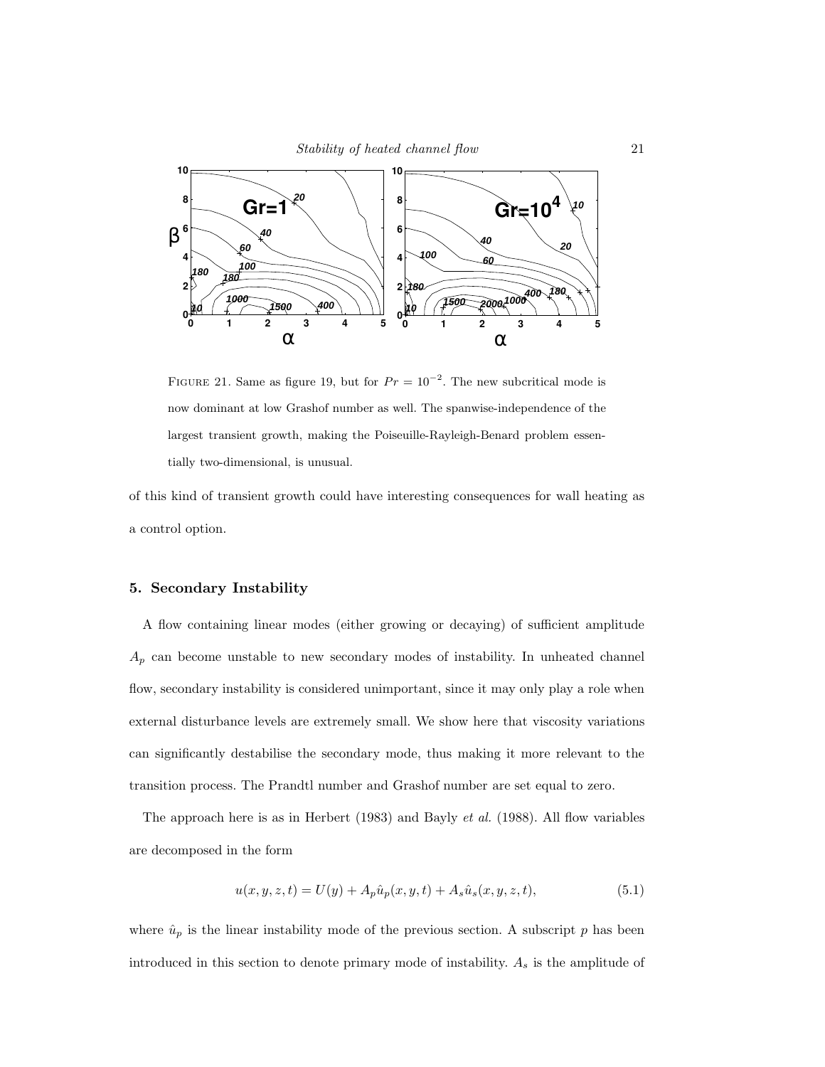Gr=1

β

α

20
40
60
100
180
180
1000
10
1500
400

Gr=$10^4$

α

10
40
20
100
60
180
400
180
10
1500
2000
1000

FIGURE 21. Same as figure 19, but for $Pr = 10^{-2}$. The new subcritical mode is now dominant at low Grashof number as well. The spanwise-independence of the largest transient growth, making the Poiseuille-Rayleigh-Benard problem essentially two-dimensional, is unusual.

of this kind of transient growth could have interesting consequences for wall heating as a control option.

## 5. Secondary Instability

A flow containing linear modes (either growing or decaying) of sufficient amplitude $A_p$ can become unstable to new secondary modes of instability. In unheated channel flow, secondary instability is considered unimportant, since it may only play a role when external disturbance levels are extremely small. We show here that viscosity variations can significantly destabilise the secondary mode, thus making it more relevant to the transition process. The Prandtl number and Grashof number are set equal to zero.

The approach here is as in Herbert (1983) and Bayly *et al.* (1988). All flow variables are decomposed in the form

$$u(x, y, z, t) = U(y) + A_p \hat{u}_p(x, y, t) + A_s \hat{u}_s(x, y, z, t), \tag{5.1}$$

where $\hat{u}_p$ is the linear instability mode of the previous section. A subscript $p$ has been introduced in this section to denote primary mode of instability. $A_s$ is the amplitude of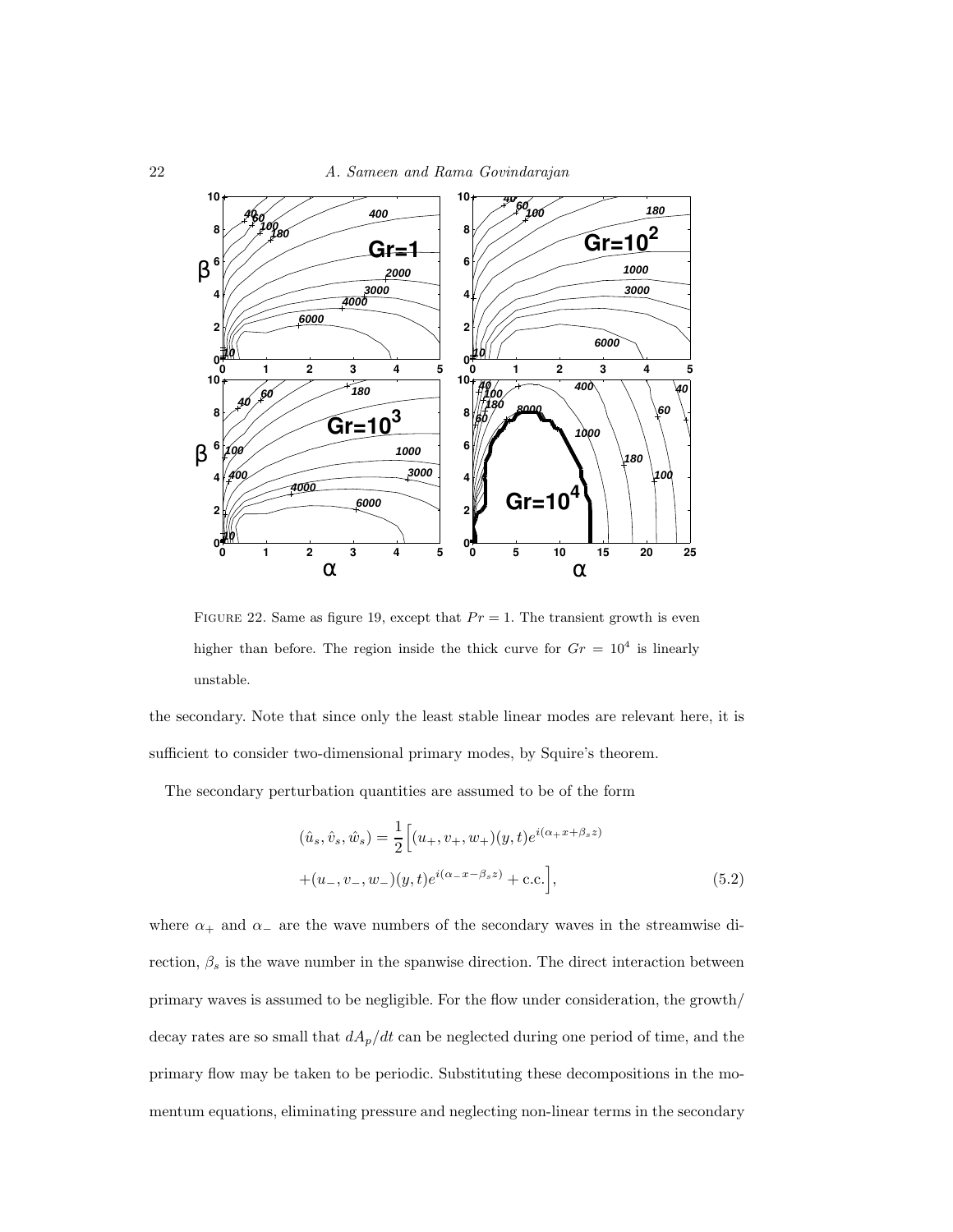Gr=1

β

α

Gr=$10^2$

Gr=$10^3$

Gr=$10^4$

FIGURE 22. Same as figure 19, except that $Pr = 1$. The transient growth is even higher than before. The region inside the thick curve for $Gr = 10^4$ is linearly unstable.

the secondary. Note that since only the least stable linear modes are relevant here, it is sufficient to consider two-dimensional primary modes, by Squire's theorem.

The secondary perturbation quantities are assumed to be of the form

$$
(\hat{u}_s, \hat{v}_s, \hat{w}_s) = \frac{1}{2}\Big[(u_+, v_+, w_+)(y,t)e^{i(\alpha_+ x + \beta_s z)} + (u_-, v_-, w_-)(y,t)e^{i(\alpha_- x - \beta_s z)} + \text{c.c.}\Big], \tag{5.2}
$$

where $\alpha_+$ and $\alpha_-$ are the wave numbers of the secondary waves in the streamwise direction, $\beta_s$ is the wave number in the spanwise direction. The direct interaction between primary waves is assumed to be negligible. For the flow under consideration, the growth/ decay rates are so small that $dA_p/dt$ can be neglected during one period of time, and the primary flow may be taken to be periodic. Substituting these decompositions in the momentum equations, eliminating pressure and neglecting non-linear terms in the secondary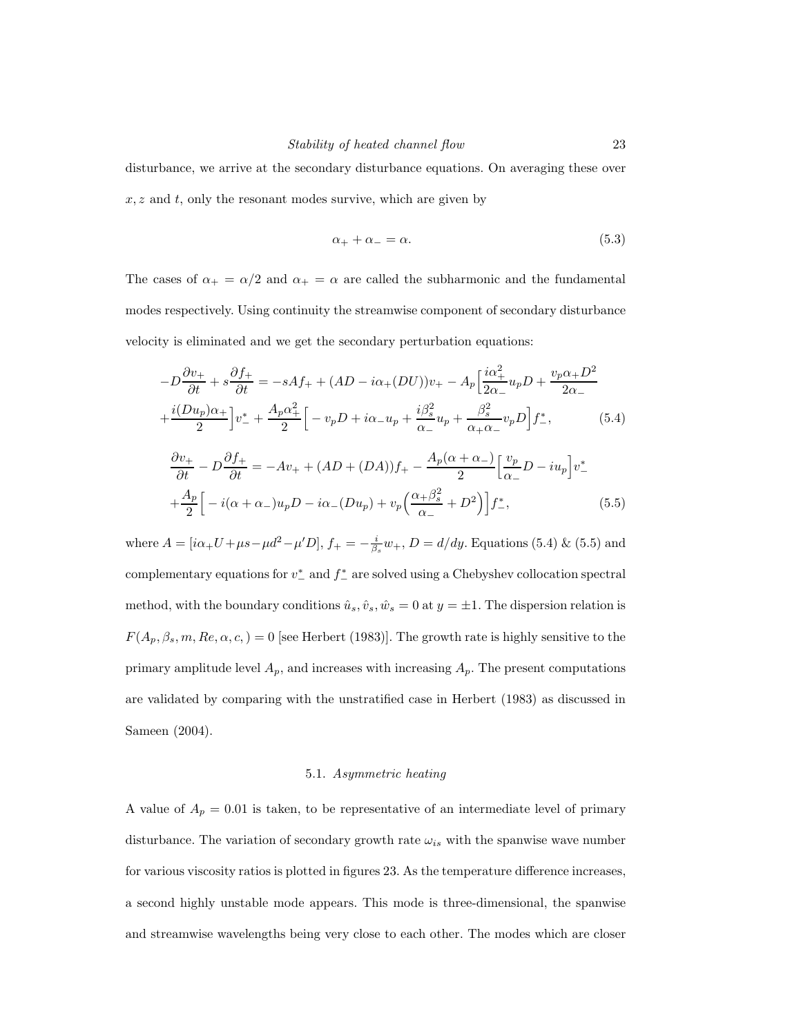disturbance, we arrive at the secondary disturbance equations. On averaging these over $x, z$ and $t$, only the resonant modes survive, which are given by

$$\alpha_+ + \alpha_- = \alpha. \tag{5.3}$$

The cases of $\alpha_+ = \alpha/2$ and $\alpha_+ = \alpha$ are called the subharmonic and the fundamental modes respectively. Using continuity the streamwise component of secondary disturbance velocity is eliminated and we get the secondary perturbation equations:

$$-D\frac{\partial v_+}{\partial t} + s\frac{\partial f_+}{\partial t} = -sAf_+ + (AD - i\alpha_+(DU))v_+ - A_p\Big[\frac{i\alpha_+^2}{2\alpha_-}u_pD + \frac{v_p\alpha_+D^2}{2\alpha_-}$$
$$+\frac{i(Du_p)\alpha_+}{2}\Big]v_-^* + \frac{A_p\alpha_+^2}{2}\Big[-v_pD + i\alpha_-u_p + \frac{i\beta_s^2}{\alpha_-}u_p + \frac{\beta_s^2}{\alpha_+\alpha_-}v_pD\Big]f_-^*, \tag{5.4}$$

$$\frac{\partial v_+}{\partial t} - D\frac{\partial f_+}{\partial t} = -Av_+ + (AD + (DA))f_+ - \frac{A_p(\alpha + \alpha_-)}{2}\Big[\frac{v_p}{\alpha_-}D - iu_p\Big]v_-^*$$
$$+\frac{A_p}{2}\Big[-i(\alpha + \alpha_-)u_pD - i\alpha_-(Du_p) + v_p\Big(\frac{\alpha_+\beta_s^2}{\alpha_-} + D^2\Big)\Big]f_-^*, \tag{5.5}$$

where $A = [i\alpha_+U + \mu s - \mu d^2 - \mu' D]$, $f_+ = -\frac{i}{\beta_s}w_+$, $D = d/dy$. Equations (5.4) & (5.5) and complementary equations for $v_-^*$ and $f_-^*$ are solved using a Chebyshev collocation spectral method, with the boundary conditions $\hat{u}_s, \hat{v}_s, \hat{w}_s = 0$ at $y = \pm 1$. The dispersion relation is $F(A_p, \beta_s, m, Re, \alpha, c,) = 0$ [see Herbert (1983)]. The growth rate is highly sensitive to the primary amplitude level $A_p$, and increases with increasing $A_p$. The present computations are validated by comparing with the unstratified case in Herbert (1983) as discussed in Sameen (2004).

### 5.1. *Asymmetric heating*

A value of $A_p = 0.01$ is taken, to be representative of an intermediate level of primary disturbance. The variation of secondary growth rate $\omega_{is}$ with the spanwise wave number for various viscosity ratios is plotted in figures 23. As the temperature difference increases, a second highly unstable mode appears. This mode is three-dimensional, the spanwise and streamwise wavelengths being very close to each other. The modes which are closer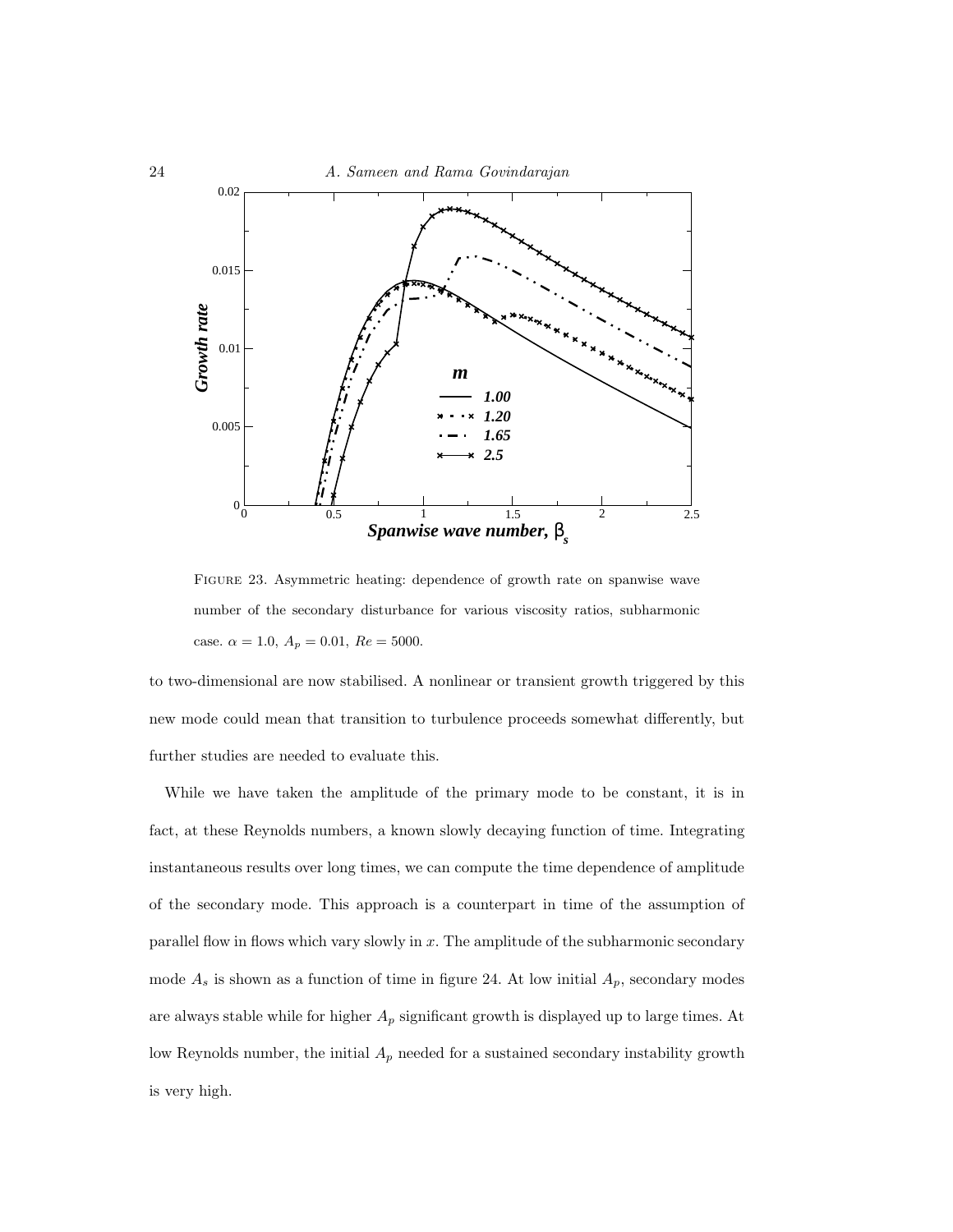0.02

0.015

0.01

0.005

0

Growth rate

0

0.5

1

1.5

2

2.5

Spanwise wave number, $\beta_s$

$m$

1.00

1.20

1.65

2.5

Figure 23. Asymmetric heating: dependence of growth rate on spanwise wave number of the secondary disturbance for various viscosity ratios, subharmonic case. $\alpha = 1.0$, $A_p = 0.01$, $Re = 5000$.

to two-dimensional are now stabilised. A nonlinear or transient growth triggered by this new mode could mean that transition to turbulence proceeds somewhat differently, but further studies are needed to evaluate this.

While we have taken the amplitude of the primary mode to be constant, it is in fact, at these Reynolds numbers, a known slowly decaying function of time. Integrating instantaneous results over long times, we can compute the time dependence of amplitude of the secondary mode. This approach is a counterpart in time of the assumption of parallel flow in flows which vary slowly in $x$. The amplitude of the subharmonic secondary mode $A_s$ is shown as a function of time in figure 24. At low initial $A_p$, secondary modes are always stable while for higher $A_p$ significant growth is displayed up to large times. At low Reynolds number, the initial $A_p$ needed for a sustained secondary instability growth is very high.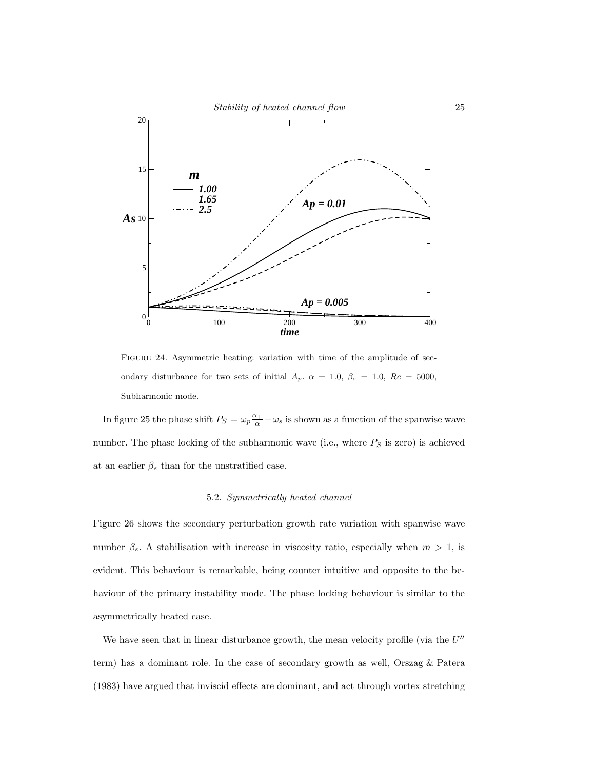20

15

10

5

0

0 100 200 300 400

*As*

*time*

*m*

1.00

1.65

2.5

*Ap = 0.01*

*Ap = 0.005*

FIGURE 24. Asymmetric heating: variation with time of the amplitude of secondary disturbance for two sets of initial $A_p$. $\alpha = 1.0$, $\beta_s = 1.0$, $Re = 5000$, Subharmonic mode.

In figure 25 the phase shift $P_S = \omega_p \frac{\alpha_+}{\alpha} - \omega_s$ is shown as a function of the spanwise wave number. The phase locking of the subharmonic wave (i.e., where $P_S$ is zero) is achieved at an earlier $\beta_s$ than for the unstratified case.

### 5.2. *Symmetrically heated channel*

Figure 26 shows the secondary perturbation growth rate variation with spanwise wave number $\beta_s$. A stabilisation with increase in viscosity ratio, especially when $m > 1$, is evident. This behaviour is remarkable, being counter intuitive and opposite to the behaviour of the primary instability mode. The phase locking behaviour is similar to the asymmetrically heated case.

We have seen that in linear disturbance growth, the mean velocity profile (via the $U''$ term) has a dominant role. In the case of secondary growth as well, Orszag & Patera (1983) have argued that inviscid effects are dominant, and act through vortex stretching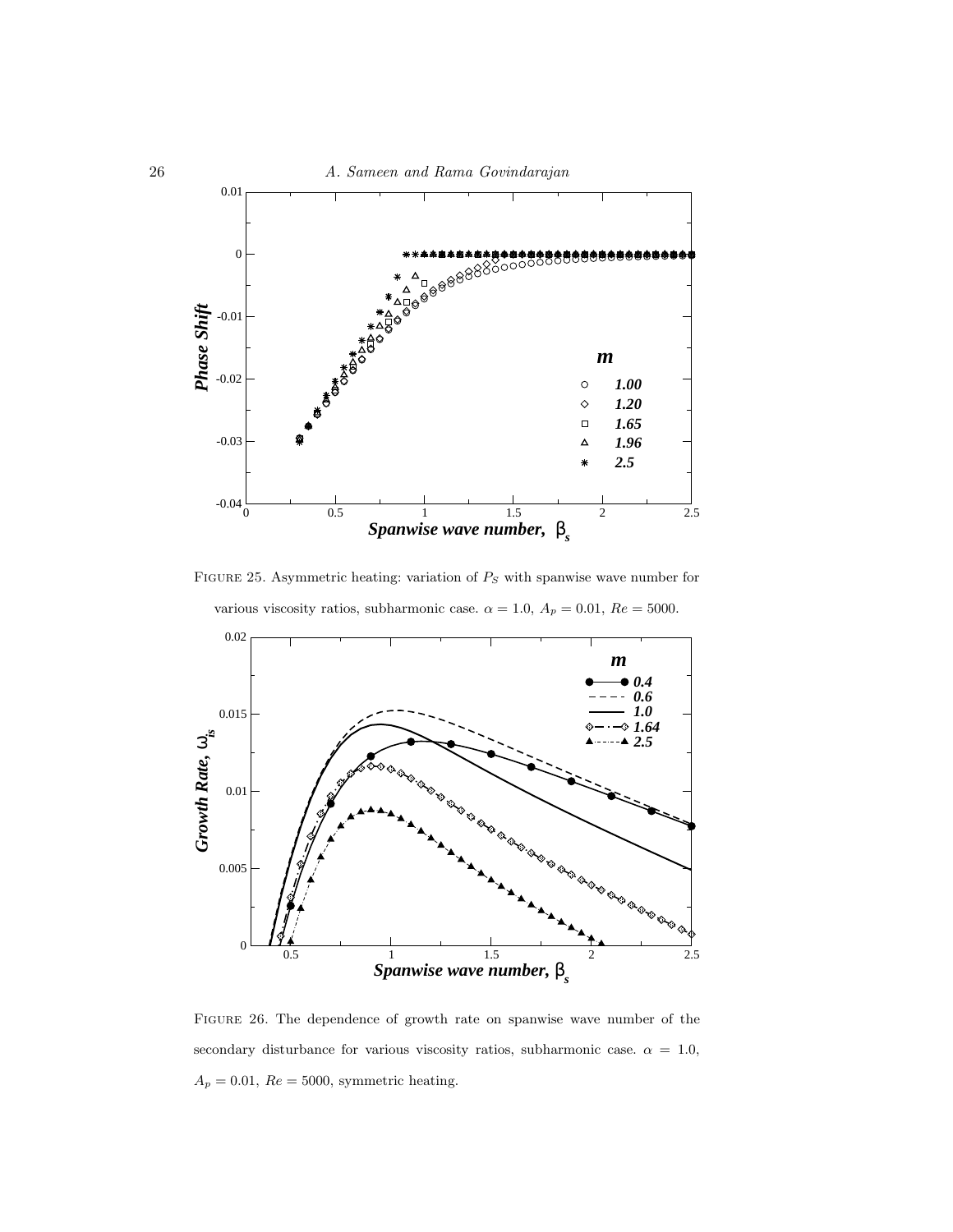0.01
0
-0.01
-0.02
-0.03
-0.04
0
0.5
1
1.5
2
2.5

Phase Shift

Spanwise wave number, $\beta_s$

*m*
1.00
1.20
1.65
1.96
2.5

FIGURE 25. Asymmetric heating: variation of $P_S$ with spanwise wave number for various viscosity ratios, subharmonic case. $\alpha = 1.0$, $A_p = 0.01$, $Re = 5000$.

0.02
0.015
0.01
0.005
0
0.5
1
1.5
2
2.5

Growth Rate, $\omega_{is}$

Spanwise wave number, $\beta_s$

*m*
0.4
0.6
1.0
1.64
2.5

FIGURE 26. The dependence of growth rate on spanwise wave number of the secondary disturbance for various viscosity ratios, subharmonic case. $\alpha = 1.0$, $A_p = 0.01$, $Re = 5000$, symmetric heating.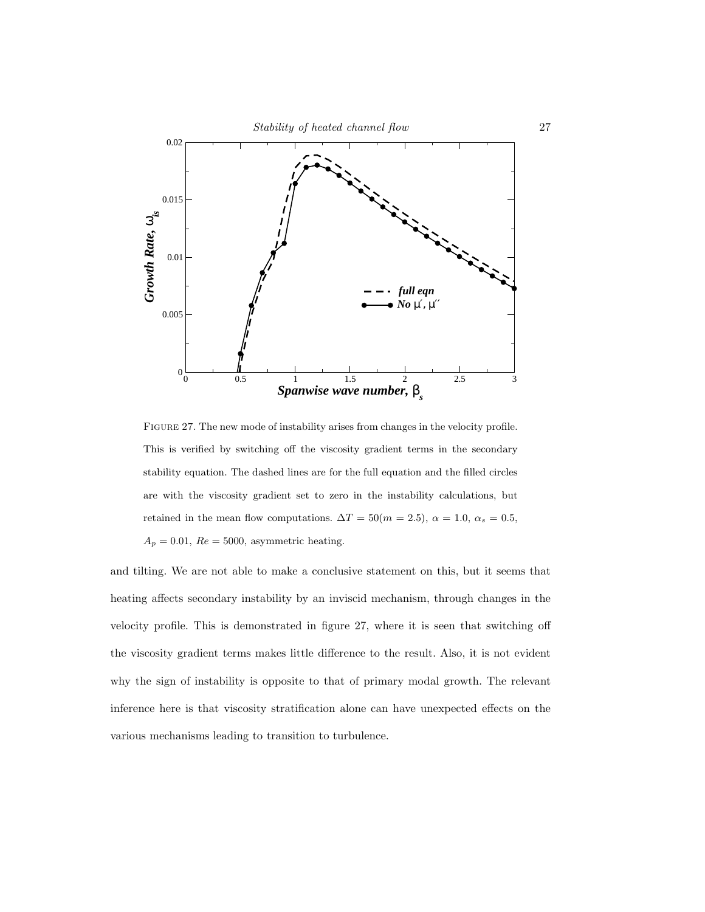0.02

0.015

0.01

0.005

0

0

0.5

1

1.5

2

2.5

3

*Growth Rate, $\omega_{is}$*

*Spanwise wave number, $\beta_s$*

*full eqn*

*No $\mu'$, $\mu''$*

Figure 27. The new mode of instability arises from changes in the velocity profile. This is verified by switching off the viscosity gradient terms in the secondary stability equation. The dashed lines are for the full equation and the filled circles are with the viscosity gradient set to zero in the instability calculations, but retained in the mean flow computations. $\Delta T = 50 (m = 2.5)$, $\alpha = 1.0$, $\alpha_s = 0.5$, $A_p = 0.01$, $Re = 5000$, asymmetric heating.

and tilting. We are not able to make a conclusive statement on this, but it seems that heating affects secondary instability by an inviscid mechanism, through changes in the velocity profile. This is demonstrated in figure 27, where it is seen that switching off the viscosity gradient terms makes little difference to the result. Also, it is not evident why the sign of instability is opposite to that of primary modal growth. The relevant inference here is that viscosity stratification alone can have unexpected effects on the various mechanisms leading to transition to turbulence.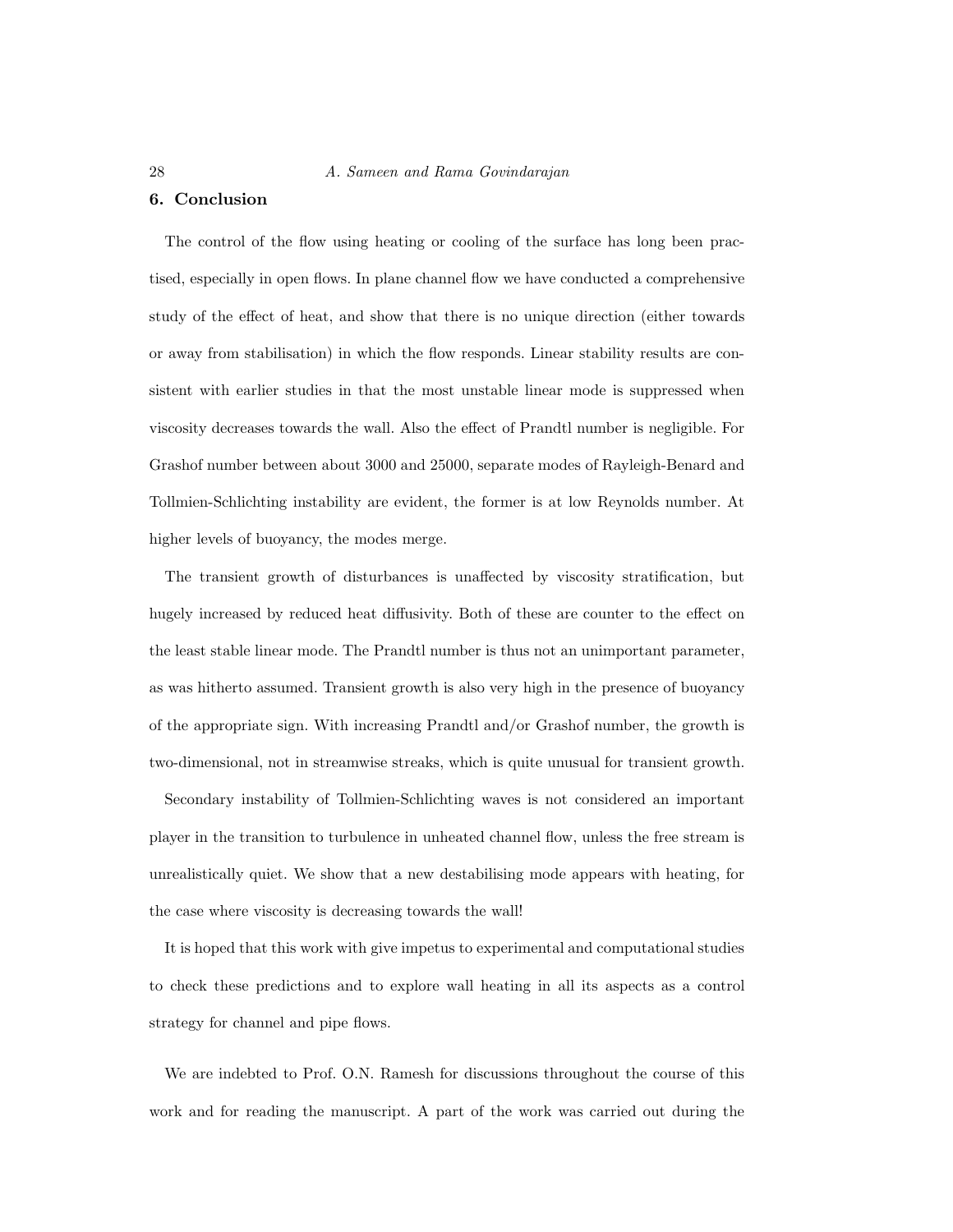## 6. Conclusion

The control of the flow using heating or cooling of the surface has long been practised, especially in open flows. In plane channel flow we have conducted a comprehensive study of the effect of heat, and show that there is no unique direction (either towards or away from stabilisation) in which the flow responds. Linear stability results are consistent with earlier studies in that the most unstable linear mode is suppressed when viscosity decreases towards the wall. Also the effect of Prandtl number is negligible. For Grashof number between about 3000 and 25000, separate modes of Rayleigh-Benard and Tollmien-Schlichting instability are evident, the former is at low Reynolds number. At higher levels of buoyancy, the modes merge.

The transient growth of disturbances is unaffected by viscosity stratification, but hugely increased by reduced heat diffusivity. Both of these are counter to the effect on the least stable linear mode. The Prandtl number is thus not an unimportant parameter, as was hitherto assumed. Transient growth is also very high in the presence of buoyancy of the appropriate sign. With increasing Prandtl and/or Grashof number, the growth is two-dimensional, not in streamwise streaks, which is quite unusual for transient growth.

Secondary instability of Tollmien-Schlichting waves is not considered an important player in the transition to turbulence in unheated channel flow, unless the free stream is unrealistically quiet. We show that a new destabilising mode appears with heating, for the case where viscosity is decreasing towards the wall!

It is hoped that this work with give impetus to experimental and computational studies to check these predictions and to explore wall heating in all its aspects as a control strategy for channel and pipe flows.

We are indebted to Prof. O.N. Ramesh for discussions throughout the course of this work and for reading the manuscript. A part of the work was carried out during the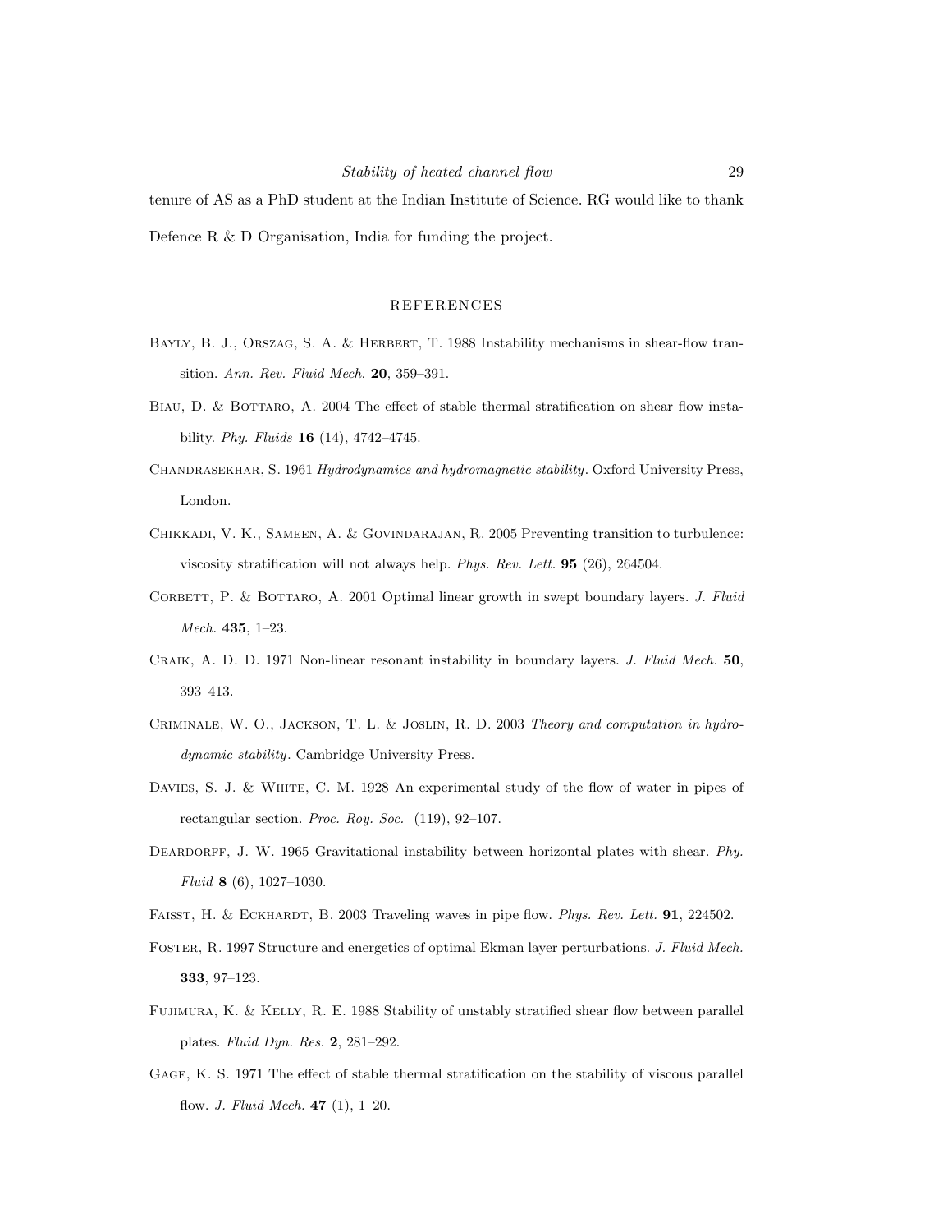tenure of AS as a PhD student at the Indian Institute of Science. RG would like to thank Defence R & D Organisation, India for funding the project.

## REFERENCES

Bayly, B. J., Orszag, S. A. & Herbert, T. 1988 Instability mechanisms in shear-flow transition. *Ann. Rev. Fluid Mech.* **20**, 359–391.

Biau, D. & Bottaro, A. 2004 The effect of stable thermal stratification on shear flow instability. *Phy. Fluids* **16** (14), 4742–4745.

Chandrasekhar, S. 1961 *Hydrodynamics and hydromagnetic stability*. Oxford University Press, London.

Chikkadi, V. K., Sameen, A. & Govindarajan, R. 2005 Preventing transition to turbulence: viscosity stratification will not always help. *Phys. Rev. Lett.* **95** (26), 264504.

Corbett, P. & Bottaro, A. 2001 Optimal linear growth in swept boundary layers. *J. Fluid Mech.* **435**, 1–23.

Craik, A. D. D. 1971 Non-linear resonant instability in boundary layers. *J. Fluid Mech.* **50**, 393–413.

Criminale, W. O., Jackson, T. L. & Joslin, R. D. 2003 *Theory and computation in hydrodynamic stability*. Cambridge University Press.

Davies, S. J. & White, C. M. 1928 An experimental study of the flow of water in pipes of rectangular section. *Proc. Roy. Soc.* (119), 92–107.

Deardorff, J. W. 1965 Gravitational instability between horizontal plates with shear. *Phy. Fluid* **8** (6), 1027–1030.

Faisst, H. & Eckhardt, B. 2003 Traveling waves in pipe flow. *Phys. Rev. Lett.* **91**, 224502.

Foster, R. 1997 Structure and energetics of optimal Ekman layer perturbations. *J. Fluid Mech.* **333**, 97–123.

Fujimura, K. & Kelly, R. E. 1988 Stability of unstably stratified shear flow between parallel plates. *Fluid Dyn. Res.* **2**, 281–292.

Gage, K. S. 1971 The effect of stable thermal stratification on the stability of viscous parallel flow. *J. Fluid Mech.* **47** (1), 1–20.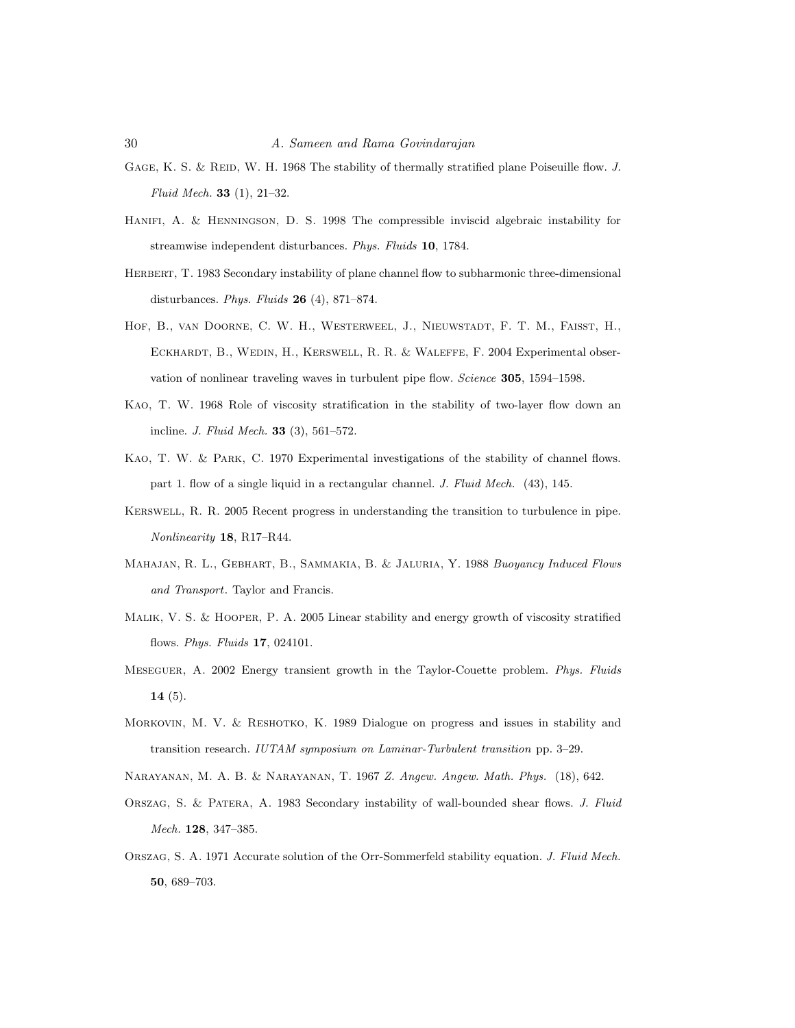Gage, K. S. & Reid, W. H. 1968 The stability of thermally stratified plane Poiseuille flow. *J. Fluid Mech.* **33** (1), 21–32.

Hanifi, A. & Henningson, D. S. 1998 The compressible inviscid algebraic instability for streamwise independent disturbances. *Phys. Fluids* **10**, 1784.

Herbert, T. 1983 Secondary instability of plane channel flow to subharmonic three-dimensional disturbances. *Phys. Fluids* **26** (4), 871–874.

Hof, B., van Doorne, C. W. H., Westerweel, J., Nieuwstadt, F. T. M., Faisst, H., Eckhardt, B., Wedin, H., Kerswell, R. R. & Waleffe, F. 2004 Experimental observation of nonlinear traveling waves in turbulent pipe flow. *Science* **305**, 1594–1598.

Kao, T. W. 1968 Role of viscosity stratification in the stability of two-layer flow down an incline. *J. Fluid Mech.* **33** (3), 561–572.

Kao, T. W. & Park, C. 1970 Experimental investigations of the stability of channel flows. part 1. flow of a single liquid in a rectangular channel. *J. Fluid Mech.* (43), 145.

Kerswell, R. R. 2005 Recent progress in understanding the transition to turbulence in pipe. *Nonlinearity* **18**, R17–R44.

Mahajan, R. L., Gebhart, B., Sammakia, B. & Jaluria, Y. 1988 *Buoyancy Induced Flows and Transport*. Taylor and Francis.

Malik, V. S. & Hooper, P. A. 2005 Linear stability and energy growth of viscosity stratified flows. *Phys. Fluids* **17**, 024101.

Meseguer, A. 2002 Energy transient growth in the Taylor-Couette problem. *Phys. Fluids* **14** (5).

Morkovin, M. V. & Reshotko, K. 1989 Dialogue on progress and issues in stability and transition research. *IUTAM symposium on Laminar-Turbulent transition* pp. 3–29.

Narayanan, M. A. B. & Narayanan, T. 1967 *Z. Angew. Angew. Math. Phys.* (18), 642.

Orszag, S. & Patera, A. 1983 Secondary instability of wall-bounded shear flows. *J. Fluid Mech.* **128**, 347–385.

Orszag, S. A. 1971 Accurate solution of the Orr-Sommerfeld stability equation. *J. Fluid Mech.* **50**, 689–703.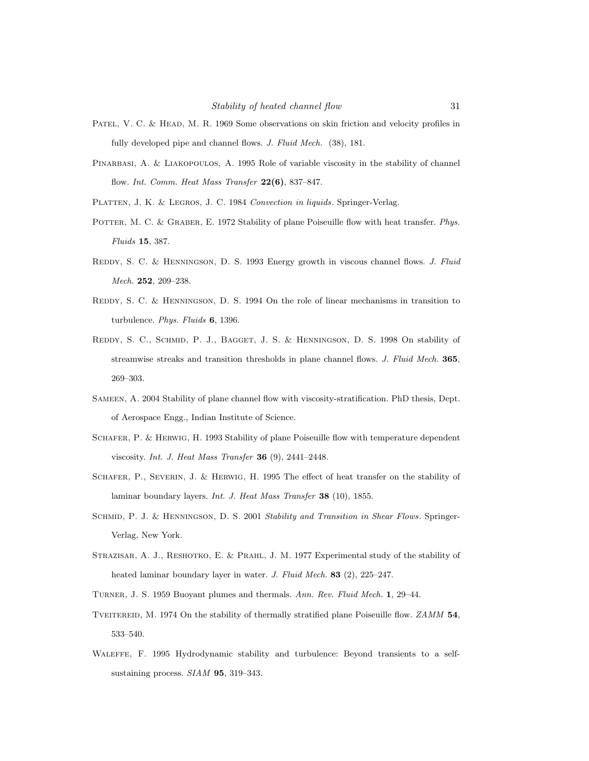Patel, V. C. & Head, M. R. 1969 Some observations on skin friction and velocity profiles in fully developed pipe and channel flows. *J. Fluid Mech.* (38), 181.

Pinarbasi, A. & Liakopoulos, A. 1995 Role of variable viscosity in the stability of channel flow. *Int. Comm. Heat Mass Transfer* **22(6)**, 837–847.

Platten, J. K. & Legros, J. C. 1984 *Convection in liquids*. Springer-Verlag.

Potter, M. C. & Graber, E. 1972 Stability of plane Poiseuille flow with heat transfer. *Phys. Fluids* **15**, 387.

Reddy, S. C. & Henningson, D. S. 1993 Energy growth in viscous channel flows. *J. Fluid Mech.* **252**, 209–238.

Reddy, S. C. & Henningson, D. S. 1994 On the role of linear mechanisms in transition to turbulence. *Phys. Fluids* **6**, 1396.

Reddy, S. C., Schmid, P. J., Bagget, J. S. & Henningson, D. S. 1998 On stability of streamwise streaks and transition thresholds in plane channel flows. *J. Fluid Mech.* **365**, 269–303.

Sameen, A. 2004 Stability of plane channel flow with viscosity-stratification. PhD thesis, Dept. of Aerospace Engg., Indian Institute of Science.

Schafer, P. & Herwig, H. 1993 Stability of plane Poiseuille flow with temperature dependent viscosity. *Int. J. Heat Mass Transfer* **36** (9), 2441–2448.

Schafer, P., Severin, J. & Herwig, H. 1995 The effect of heat transfer on the stability of laminar boundary layers. *Int. J. Heat Mass Transfer* **38** (10), 1855.

Schmid, P. J. & Henningson, D. S. 2001 *Stability and Transition in Shear Flows*. Springer-Verlag, New York.

Strazisar, A. J., Reshotko, E. & Prahl, J. M. 1977 Experimental study of the stability of heated laminar boundary layer in water. *J. Fluid Mech.* **83** (2), 225–247.

Turner, J. S. 1959 Buoyant plumes and thermals. *Ann. Rev. Fluid Mech.* **1**, 29–44.

Tveitereid, M. 1974 On the stability of thermally stratified plane Poiseuille flow. *ZAMM* **54**, 533–540.

Waleffe, F. 1995 Hydrodynamic stability and turbulence: Beyond transients to a self-sustaining process. *SIAM* **95**, 319–343.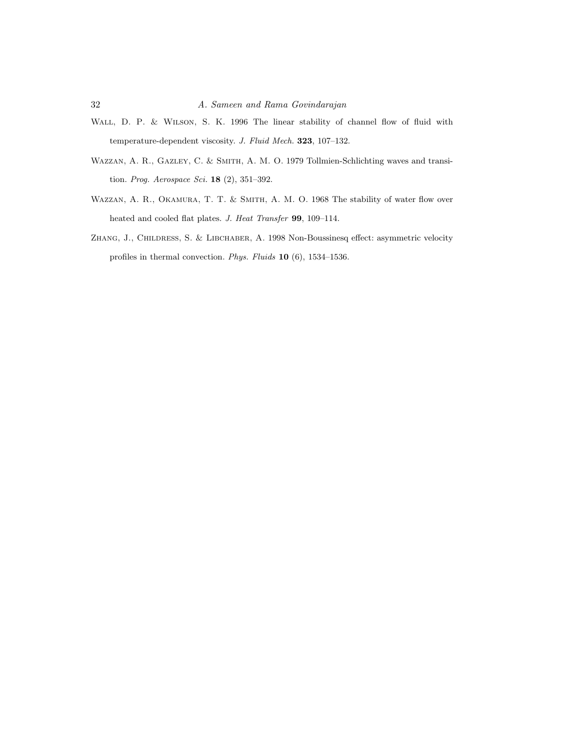Wall, D. P. & Wilson, S. K. 1996 The linear stability of channel flow of fluid with temperature-dependent viscosity. *J. Fluid Mech.* **323**, 107–132.

Wazzan, A. R., Gazley, C. & Smith, A. M. O. 1979 Tollmien-Schlichting waves and transition. *Prog. Aerospace Sci.* **18** (2), 351–392.

Wazzan, A. R., Okamura, T. T. & Smith, A. M. O. 1968 The stability of water flow over heated and cooled flat plates. *J. Heat Transfer* **99**, 109–114.

Zhang, J., Childress, S. & Libchaber, A. 1998 Non-Boussinesq effect: asymmetric velocity profiles in thermal convection. *Phys. Fluids* **10** (6), 1534–1536.